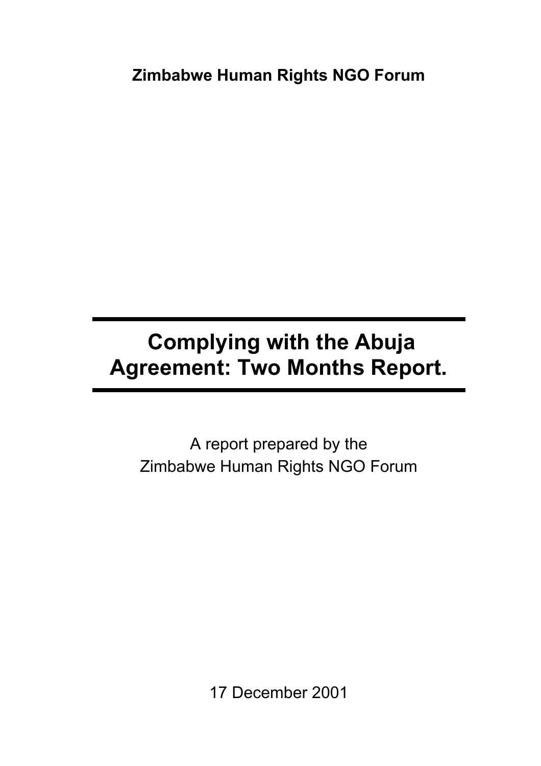**Zimbabwe Human Rights NGO Forum**

# Complying with the Abuja Agreement: Two Months Report.

A report prepared by the
Zimbabwe Human Rights NGO Forum

17 December 2001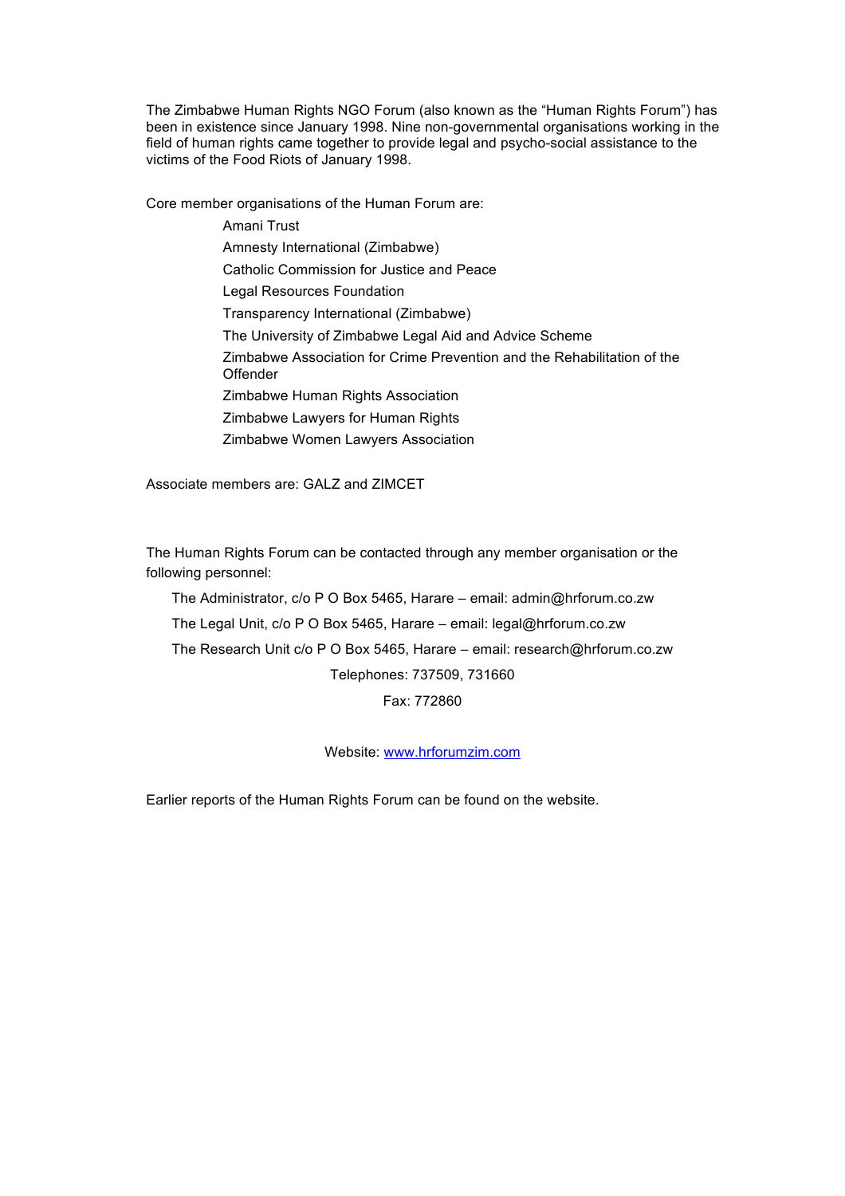The Zimbabwe Human Rights NGO Forum (also known as the "Human Rights Forum") has been in existence since January 1998. Nine non-governmental organisations working in the field of human rights came together to provide legal and psycho-social assistance to the victims of the Food Riots of January 1998.

Core member organisations of the Human Forum are:

- Amani Trust
- Amnesty International (Zimbabwe)
- Catholic Commission for Justice and Peace
- Legal Resources Foundation
- Transparency International (Zimbabwe)
- The University of Zimbabwe Legal Aid and Advice Scheme
- Zimbabwe Association for Crime Prevention and the Rehabilitation of the Offender
- Zimbabwe Human Rights Association
- Zimbabwe Lawyers for Human Rights
- Zimbabwe Women Lawyers Association

Associate members are: GALZ and ZIMCET

The Human Rights Forum can be contacted through any member organisation or the following personnel:

The Administrator, c/o P O Box 5465, Harare – email: admin@hrforum.co.zw

The Legal Unit, c/o P O Box 5465, Harare – email: legal@hrforum.co.zw

The Research Unit c/o P O Box 5465, Harare – email: research@hrforum.co.zw

Telephones: 737509, 731660

Fax: 772860

Website: www.hrforumzim.com

Earlier reports of the Human Rights Forum can be found on the website.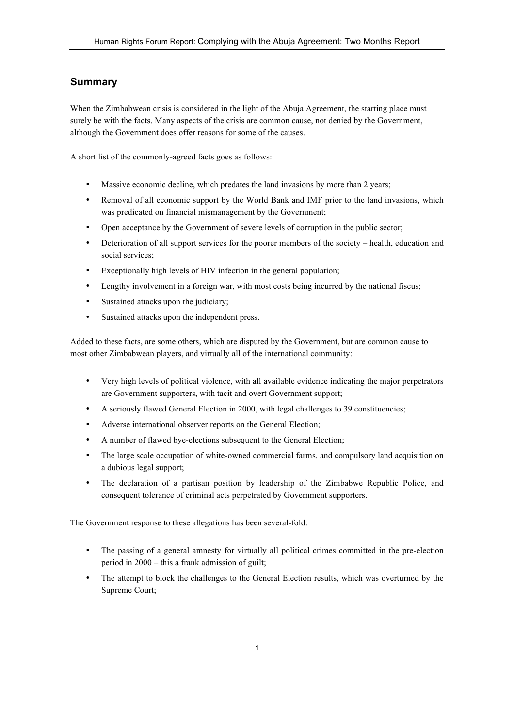## Summary

When the Zimbabwean crisis is considered in the light of the Abuja Agreement, the starting place must surely be with the facts. Many aspects of the crisis are common cause, not denied by the Government, although the Government does offer reasons for some of the causes.

A short list of the commonly-agreed facts goes as follows:

- Massive economic decline, which predates the land invasions by more than 2 years;
- Removal of all economic support by the World Bank and IMF prior to the land invasions, which was predicated on financial mismanagement by the Government;
- Open acceptance by the Government of severe levels of corruption in the public sector;
- Deterioration of all support services for the poorer members of the society – health, education and social services;
- Exceptionally high levels of HIV infection in the general population;
- Lengthy involvement in a foreign war, with most costs being incurred by the national fiscus;
- Sustained attacks upon the judiciary;
- Sustained attacks upon the independent press.

Added to these facts, are some others, which are disputed by the Government, but are common cause to most other Zimbabwean players, and virtually all of the international community:

- Very high levels of political violence, with all available evidence indicating the major perpetrators are Government supporters, with tacit and overt Government support;
- A seriously flawed General Election in 2000, with legal challenges to 39 constituencies;
- Adverse international observer reports on the General Election;
- A number of flawed bye-elections subsequent to the General Election;
- The large scale occupation of white-owned commercial farms, and compulsory land acquisition on a dubious legal support;
- The declaration of a partisan position by leadership of the Zimbabwe Republic Police, and consequent tolerance of criminal acts perpetrated by Government supporters.

The Government response to these allegations has been several-fold:

- The passing of a general amnesty for virtually all political crimes committed in the pre-election period in 2000 – this a frank admission of guilt;
- The attempt to block the challenges to the General Election results, which was overturned by the Supreme Court;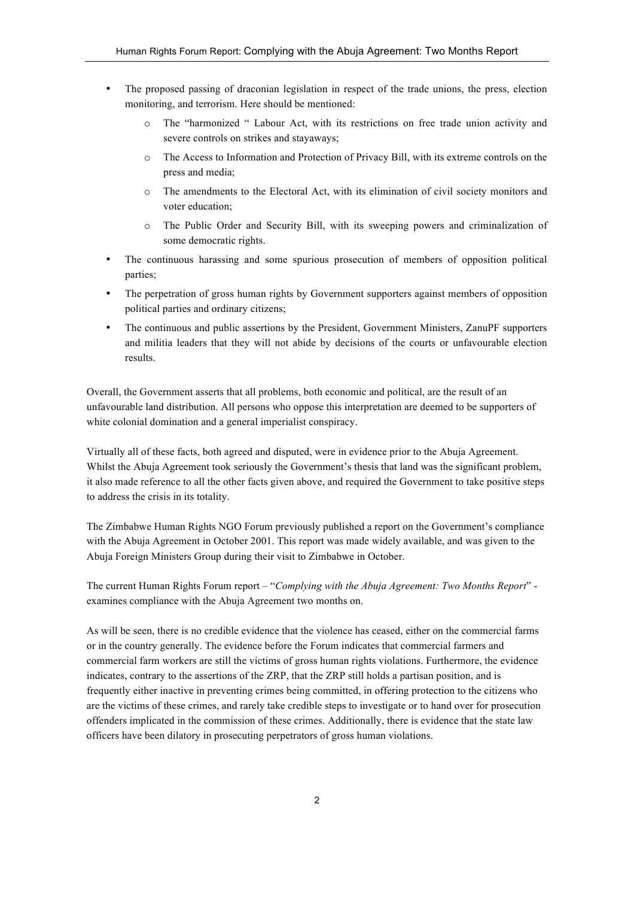- The proposed passing of draconian legislation in respect of the trade unions, the press, election monitoring, and terrorism. Here should be mentioned:
    - The "harmonized " Labour Act, with its restrictions on free trade union activity and severe controls on strikes and stayaways;
    - The Access to Information and Protection of Privacy Bill, with its extreme controls on the press and media;
    - The amendments to the Electoral Act, with its elimination of civil society monitors and voter education;
    - The Public Order and Security Bill, with its sweeping powers and criminalization of some democratic rights.
- The continuous harassing and some spurious prosecution of members of opposition political parties;
- The perpetration of gross human rights by Government supporters against members of opposition political parties and ordinary citizens;
- The continuous and public assertions by the President, Government Ministers, ZanuPF supporters and militia leaders that they will not abide by decisions of the courts or unfavourable election results.

Overall, the Government asserts that all problems, both economic and political, are the result of an unfavourable land distribution. All persons who oppose this interpretation are deemed to be supporters of white colonial domination and a general imperialist conspiracy.

Virtually all of these facts, both agreed and disputed, were in evidence prior to the Abuja Agreement. Whilst the Abuja Agreement took seriously the Government's thesis that land was the significant problem, it also made reference to all the other facts given above, and required the Government to take positive steps to address the crisis in its totality.

The Zimbabwe Human Rights NGO Forum previously published a report on the Government's compliance with the Abuja Agreement in October 2001. This report was made widely available, and was given to the Abuja Foreign Ministers Group during their visit to Zimbabwe in October.

The current Human Rights Forum report – "*Complying with the Abuja Agreement: Two Months Report*" - examines compliance with the Abuja Agreement two months on.

As will be seen, there is no credible evidence that the violence has ceased, either on the commercial farms or in the country generally. The evidence before the Forum indicates that commercial farmers and commercial farm workers are still the victims of gross human rights violations. Furthermore, the evidence indicates, contrary to the assertions of the ZRP, that the ZRP still holds a partisan position, and is frequently either inactive in preventing crimes being committed, in offering protection to the citizens who are the victims of these crimes, and rarely take credible steps to investigate or to hand over for prosecution offenders implicated in the commission of these crimes. Additionally, there is evidence that the state law officers have been dilatory in prosecuting perpetrators of gross human violations.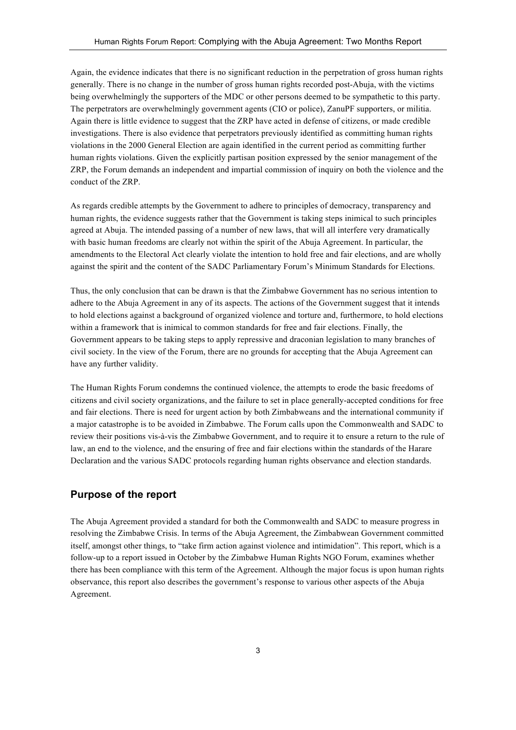Again, the evidence indicates that there is no significant reduction in the perpetration of gross human rights generally. There is no change in the number of gross human rights recorded post-Abuja, with the victims being overwhelmingly the supporters of the MDC or other persons deemed to be sympathetic to this party. The perpetrators are overwhelmingly government agents (CIO or police), ZanuPF supporters, or militia. Again there is little evidence to suggest that the ZRP have acted in defense of citizens, or made credible investigations. There is also evidence that perpetrators previously identified as committing human rights violations in the 2000 General Election are again identified in the current period as committing further human rights violations. Given the explicitly partisan position expressed by the senior management of the ZRP, the Forum demands an independent and impartial commission of inquiry on both the violence and the conduct of the ZRP.

As regards credible attempts by the Government to adhere to principles of democracy, transparency and human rights, the evidence suggests rather that the Government is taking steps inimical to such principles agreed at Abuja. The intended passing of a number of new laws, that will all interfere very dramatically with basic human freedoms are clearly not within the spirit of the Abuja Agreement. In particular, the amendments to the Electoral Act clearly violate the intention to hold free and fair elections, and are wholly against the spirit and the content of the SADC Parliamentary Forum's Minimum Standards for Elections.

Thus, the only conclusion that can be drawn is that the Zimbabwe Government has no serious intention to adhere to the Abuja Agreement in any of its aspects. The actions of the Government suggest that it intends to hold elections against a background of organized violence and torture and, furthermore, to hold elections within a framework that is inimical to common standards for free and fair elections. Finally, the Government appears to be taking steps to apply repressive and draconian legislation to many branches of civil society. In the view of the Forum, there are no grounds for accepting that the Abuja Agreement can have any further validity.

The Human Rights Forum condemns the continued violence, the attempts to erode the basic freedoms of citizens and civil society organizations, and the failure to set in place generally-accepted conditions for free and fair elections. There is need for urgent action by both Zimbabweans and the international community if a major catastrophe is to be avoided in Zimbabwe. The Forum calls upon the Commonwealth and SADC to review their positions vis-à-vis the Zimbabwe Government, and to require it to ensure a return to the rule of law, an end to the violence, and the ensuring of free and fair elections within the standards of the Harare Declaration and the various SADC protocols regarding human rights observance and election standards.

## Purpose of the report

The Abuja Agreement provided a standard for both the Commonwealth and SADC to measure progress in resolving the Zimbabwe Crisis. In terms of the Abuja Agreement, the Zimbabwean Government committed itself, amongst other things, to "take firm action against violence and intimidation". This report, which is a follow-up to a report issued in October by the Zimbabwe Human Rights NGO Forum, examines whether there has been compliance with this term of the Agreement. Although the major focus is upon human rights observance, this report also describes the government's response to various other aspects of the Abuja Agreement.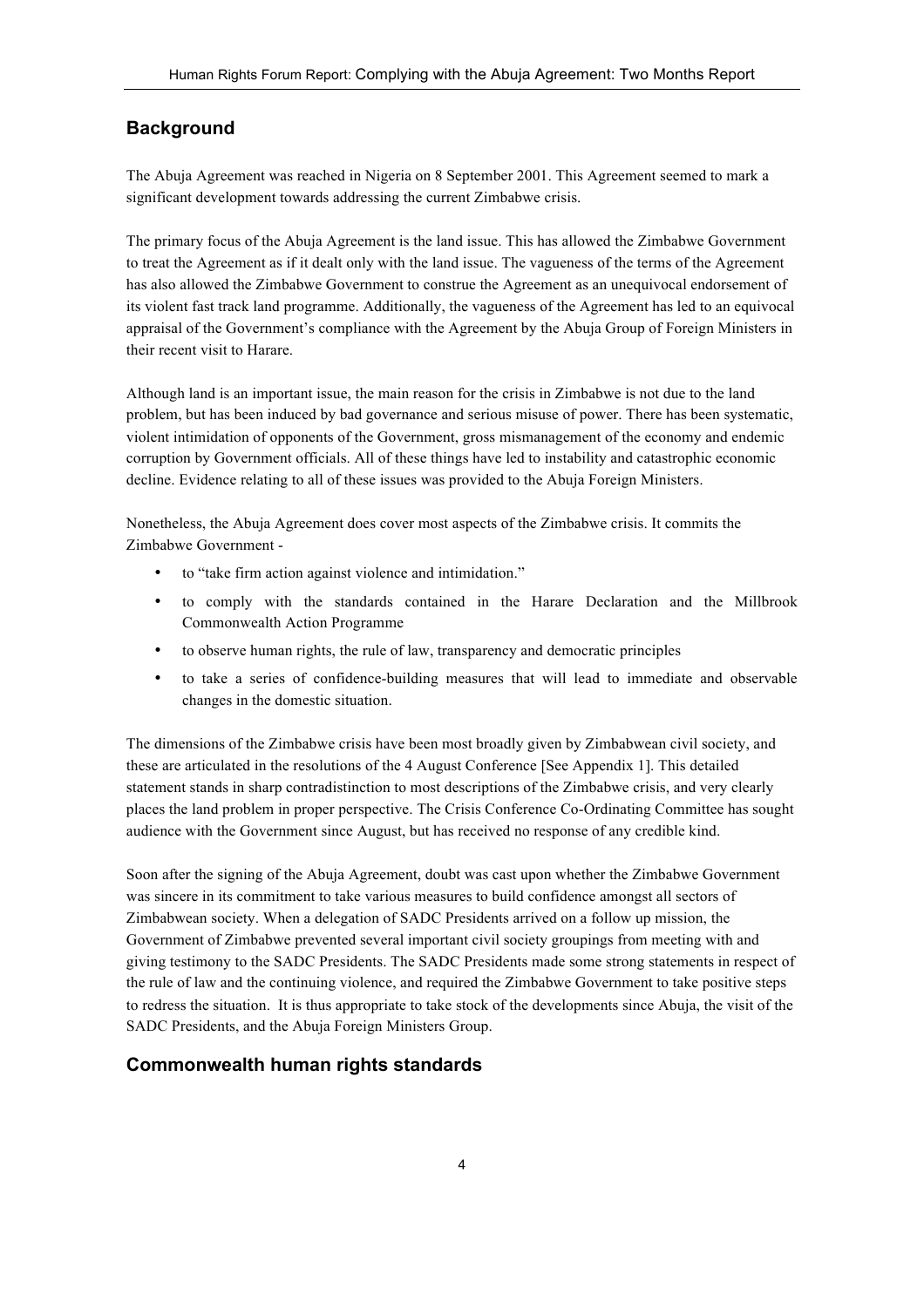## Background

The Abuja Agreement was reached in Nigeria on 8 September 2001. This Agreement seemed to mark a significant development towards addressing the current Zimbabwe crisis.

The primary focus of the Abuja Agreement is the land issue. This has allowed the Zimbabwe Government to treat the Agreement as if it dealt only with the land issue. The vagueness of the terms of the Agreement has also allowed the Zimbabwe Government to construe the Agreement as an unequivocal endorsement of its violent fast track land programme. Additionally, the vagueness of the Agreement has led to an equivocal appraisal of the Government's compliance with the Agreement by the Abuja Group of Foreign Ministers in their recent visit to Harare.

Although land is an important issue, the main reason for the crisis in Zimbabwe is not due to the land problem, but has been induced by bad governance and serious misuse of power. There has been systematic, violent intimidation of opponents of the Government, gross mismanagement of the economy and endemic corruption by Government officials. All of these things have led to instability and catastrophic economic decline. Evidence relating to all of these issues was provided to the Abuja Foreign Ministers.

Nonetheless, the Abuja Agreement does cover most aspects of the Zimbabwe crisis. It commits the Zimbabwe Government -

- to "take firm action against violence and intimidation."
- to comply with the standards contained in the Harare Declaration and the Millbrook Commonwealth Action Programme
- to observe human rights, the rule of law, transparency and democratic principles
- to take a series of confidence-building measures that will lead to immediate and observable changes in the domestic situation.

The dimensions of the Zimbabwe crisis have been most broadly given by Zimbabwean civil society, and these are articulated in the resolutions of the 4 August Conference [See Appendix 1]. This detailed statement stands in sharp contradistinction to most descriptions of the Zimbabwe crisis, and very clearly places the land problem in proper perspective. The Crisis Conference Co-Ordinating Committee has sought audience with the Government since August, but has received no response of any credible kind.

Soon after the signing of the Abuja Agreement, doubt was cast upon whether the Zimbabwe Government was sincere in its commitment to take various measures to build confidence amongst all sectors of Zimbabwean society. When a delegation of SADC Presidents arrived on a follow up mission, the Government of Zimbabwe prevented several important civil society groupings from meeting with and giving testimony to the SADC Presidents. The SADC Presidents made some strong statements in respect of the rule of law and the continuing violence, and required the Zimbabwe Government to take positive steps to redress the situation. It is thus appropriate to take stock of the developments since Abuja, the visit of the SADC Presidents, and the Abuja Foreign Ministers Group.

## Commonwealth human rights standards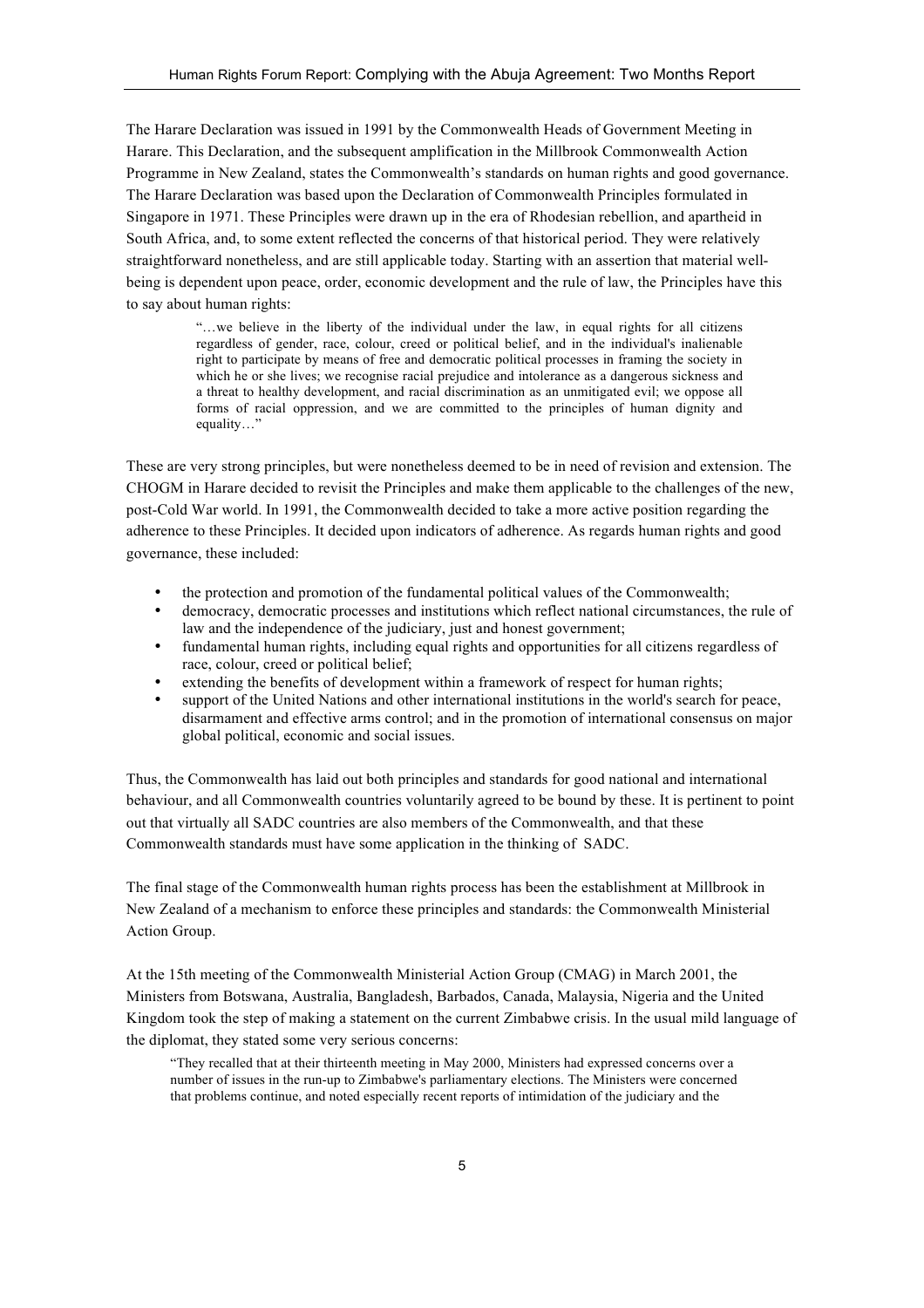The Harare Declaration was issued in 1991 by the Commonwealth Heads of Government Meeting in Harare. This Declaration, and the subsequent amplification in the Millbrook Commonwealth Action Programme in New Zealand, states the Commonwealth's standards on human rights and good governance. The Harare Declaration was based upon the Declaration of Commonwealth Principles formulated in Singapore in 1971. These Principles were drawn up in the era of Rhodesian rebellion, and apartheid in South Africa, and, to some extent reflected the concerns of that historical period. They were relatively straightforward nonetheless, and are still applicable today. Starting with an assertion that material well-being is dependent upon peace, order, economic development and the rule of law, the Principles have this to say about human rights:

> "…we believe in the liberty of the individual under the law, in equal rights for all citizens regardless of gender, race, colour, creed or political belief, and in the individual's inalienable right to participate by means of free and democratic political processes in framing the society in which he or she lives; we recognise racial prejudice and intolerance as a dangerous sickness and a threat to healthy development, and racial discrimination as an unmitigated evil; we oppose all forms of racial oppression, and we are committed to the principles of human dignity and equality…"

These are very strong principles, but were nonetheless deemed to be in need of revision and extension. The CHOGM in Harare decided to revisit the Principles and make them applicable to the challenges of the new, post-Cold War world. In 1991, the Commonwealth decided to take a more active position regarding the adherence to these Principles. It decided upon indicators of adherence. As regards human rights and good governance, these included:

- the protection and promotion of the fundamental political values of the Commonwealth;
- democracy, democratic processes and institutions which reflect national circumstances, the rule of law and the independence of the judiciary, just and honest government;
- fundamental human rights, including equal rights and opportunities for all citizens regardless of race, colour, creed or political belief;
- extending the benefits of development within a framework of respect for human rights;
- support of the United Nations and other international institutions in the world's search for peace, disarmament and effective arms control; and in the promotion of international consensus on major global political, economic and social issues.

Thus, the Commonwealth has laid out both principles and standards for good national and international behaviour, and all Commonwealth countries voluntarily agreed to be bound by these. It is pertinent to point out that virtually all SADC countries are also members of the Commonwealth, and that these Commonwealth standards must have some application in the thinking of SADC.

The final stage of the Commonwealth human rights process has been the establishment at Millbrook in New Zealand of a mechanism to enforce these principles and standards: the Commonwealth Ministerial Action Group.

At the 15th meeting of the Commonwealth Ministerial Action Group (CMAG) in March 2001, the Ministers from Botswana, Australia, Bangladesh, Barbados, Canada, Malaysia, Nigeria and the United Kingdom took the step of making a statement on the current Zimbabwe crisis. In the usual mild language of the diplomat, they stated some very serious concerns:

> "They recalled that at their thirteenth meeting in May 2000, Ministers had expressed concerns over a number of issues in the run-up to Zimbabwe's parliamentary elections. The Ministers were concerned that problems continue, and noted especially recent reports of intimidation of the judiciary and the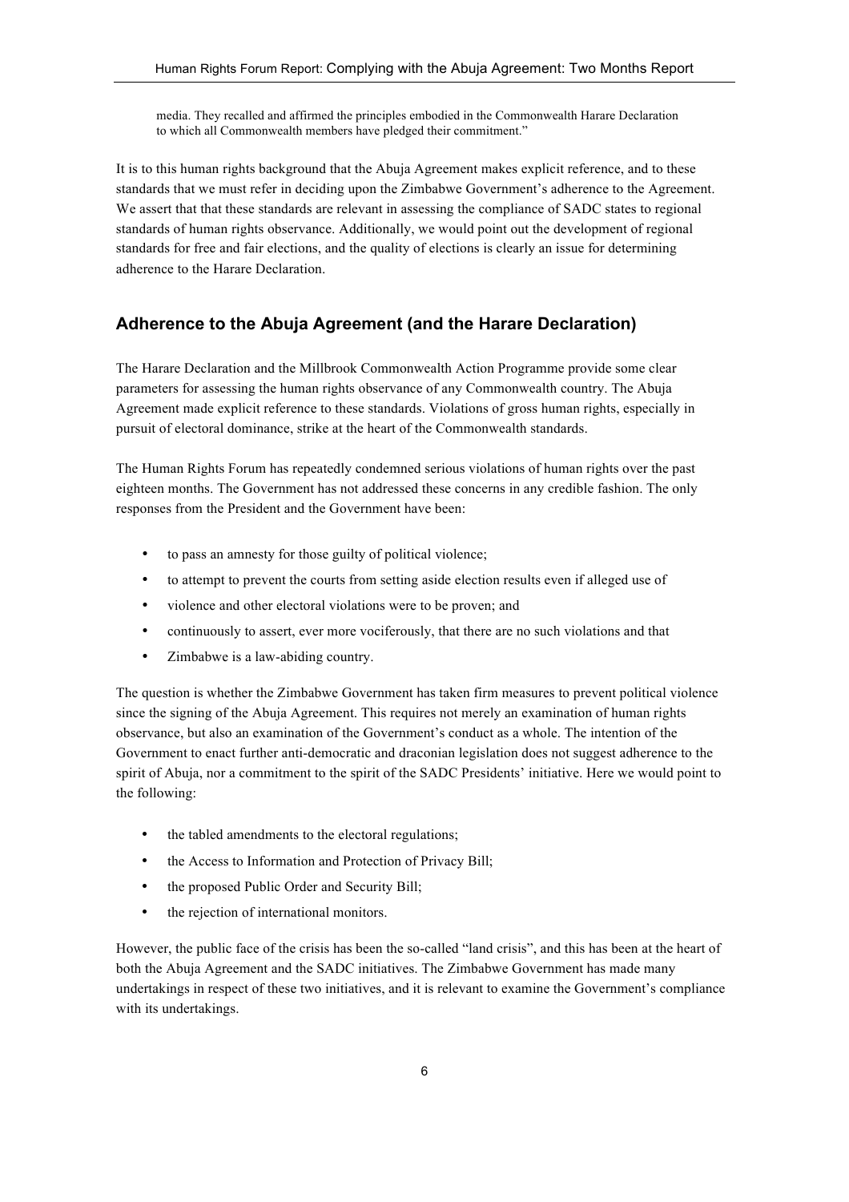> media. They recalled and affirmed the principles embodied in the Commonwealth Harare Declaration to which all Commonwealth members have pledged their commitment."

It is to this human rights background that the Abuja Agreement makes explicit reference, and to these standards that we must refer in deciding upon the Zimbabwe Government's adherence to the Agreement. We assert that that these standards are relevant in assessing the compliance of SADC states to regional standards of human rights observance. Additionally, we would point out the development of regional standards for free and fair elections, and the quality of elections is clearly an issue for determining adherence to the Harare Declaration.

## Adherence to the Abuja Agreement (and the Harare Declaration)

The Harare Declaration and the Millbrook Commonwealth Action Programme provide some clear parameters for assessing the human rights observance of any Commonwealth country. The Abuja Agreement made explicit reference to these standards. Violations of gross human rights, especially in pursuit of electoral dominance, strike at the heart of the Commonwealth standards.

The Human Rights Forum has repeatedly condemned serious violations of human rights over the past eighteen months. The Government has not addressed these concerns in any credible fashion. The only responses from the President and the Government have been:

- to pass an amnesty for those guilty of political violence;
- to attempt to prevent the courts from setting aside election results even if alleged use of
- violence and other electoral violations were to be proven; and
- continuously to assert, ever more vociferously, that there are no such violations and that
- Zimbabwe is a law-abiding country.

The question is whether the Zimbabwe Government has taken firm measures to prevent political violence since the signing of the Abuja Agreement. This requires not merely an examination of human rights observance, but also an examination of the Government's conduct as a whole. The intention of the Government to enact further anti-democratic and draconian legislation does not suggest adherence to the spirit of Abuja, nor a commitment to the spirit of the SADC Presidents' initiative. Here we would point to the following:

- the tabled amendments to the electoral regulations;
- the Access to Information and Protection of Privacy Bill;
- the proposed Public Order and Security Bill;
- the rejection of international monitors.

However, the public face of the crisis has been the so-called "land crisis", and this has been at the heart of both the Abuja Agreement and the SADC initiatives. The Zimbabwe Government has made many undertakings in respect of these two initiatives, and it is relevant to examine the Government's compliance with its undertakings.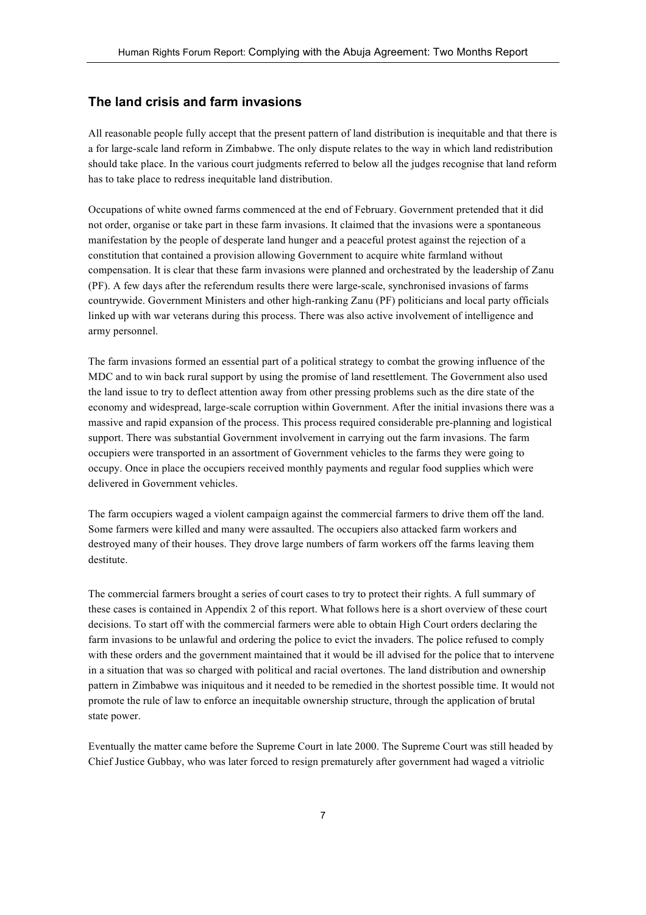## The land crisis and farm invasions

All reasonable people fully accept that the present pattern of land distribution is inequitable and that there is a for large-scale land reform in Zimbabwe. The only dispute relates to the way in which land redistribution should take place. In the various court judgments referred to below all the judges recognise that land reform has to take place to redress inequitable land distribution.

Occupations of white owned farms commenced at the end of February. Government pretended that it did not order, organise or take part in these farm invasions. It claimed that the invasions were a spontaneous manifestation by the people of desperate land hunger and a peaceful protest against the rejection of a constitution that contained a provision allowing Government to acquire white farmland without compensation. It is clear that these farm invasions were planned and orchestrated by the leadership of Zanu (PF). A few days after the referendum results there were large-scale, synchronised invasions of farms countrywide. Government Ministers and other high-ranking Zanu (PF) politicians and local party officials linked up with war veterans during this process. There was also active involvement of intelligence and army personnel.

The farm invasions formed an essential part of a political strategy to combat the growing influence of the MDC and to win back rural support by using the promise of land resettlement. The Government also used the land issue to try to deflect attention away from other pressing problems such as the dire state of the economy and widespread, large-scale corruption within Government. After the initial invasions there was a massive and rapid expansion of the process. This process required considerable pre-planning and logistical support. There was substantial Government involvement in carrying out the farm invasions. The farm occupiers were transported in an assortment of Government vehicles to the farms they were going to occupy. Once in place the occupiers received monthly payments and regular food supplies which were delivered in Government vehicles.

The farm occupiers waged a violent campaign against the commercial farmers to drive them off the land. Some farmers were killed and many were assaulted. The occupiers also attacked farm workers and destroyed many of their houses. They drove large numbers of farm workers off the farms leaving them destitute.

The commercial farmers brought a series of court cases to try to protect their rights. A full summary of these cases is contained in Appendix 2 of this report. What follows here is a short overview of these court decisions. To start off with the commercial farmers were able to obtain High Court orders declaring the farm invasions to be unlawful and ordering the police to evict the invaders. The police refused to comply with these orders and the government maintained that it would be ill advised for the police that to intervene in a situation that was so charged with political and racial overtones. The land distribution and ownership pattern in Zimbabwe was iniquitous and it needed to be remedied in the shortest possible time. It would not promote the rule of law to enforce an inequitable ownership structure, through the application of brutal state power.

Eventually the matter came before the Supreme Court in late 2000. The Supreme Court was still headed by Chief Justice Gubbay, who was later forced to resign prematurely after government had waged a vitriolic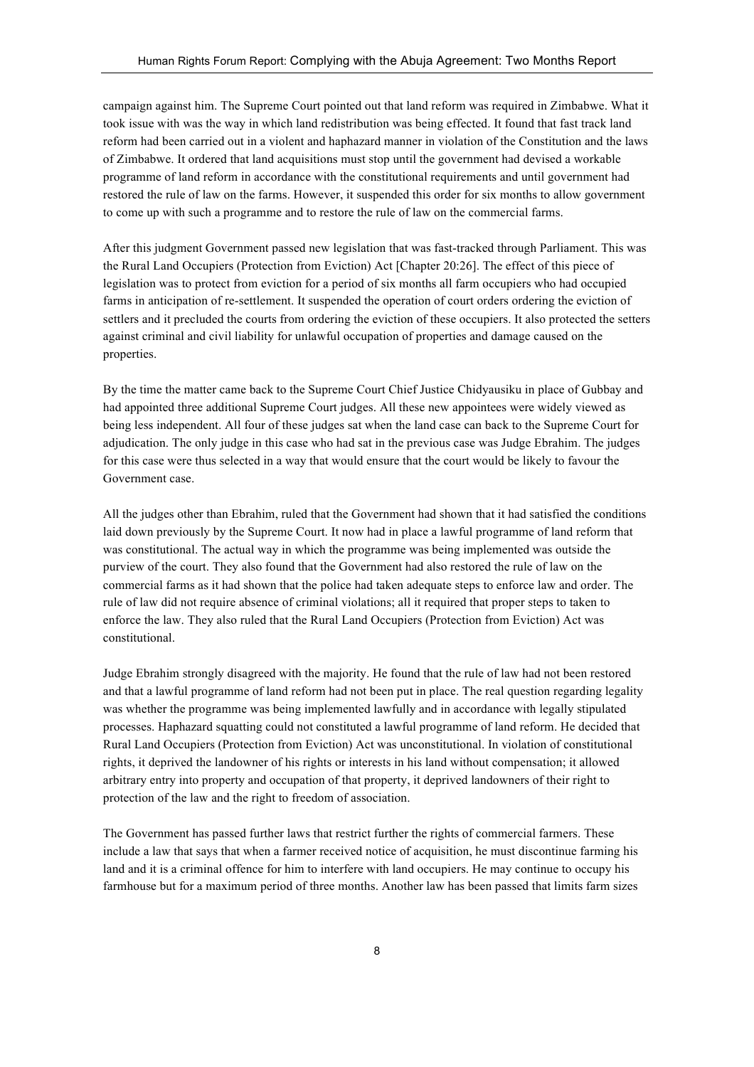campaign against him. The Supreme Court pointed out that land reform was required in Zimbabwe. What it took issue with was the way in which land redistribution was being effected. It found that fast track land reform had been carried out in a violent and haphazard manner in violation of the Constitution and the laws of Zimbabwe. It ordered that land acquisitions must stop until the government had devised a workable programme of land reform in accordance with the constitutional requirements and until government had restored the rule of law on the farms. However, it suspended this order for six months to allow government to come up with such a programme and to restore the rule of law on the commercial farms.

After this judgment Government passed new legislation that was fast-tracked through Parliament. This was the Rural Land Occupiers (Protection from Eviction) Act [Chapter 20:26]. The effect of this piece of legislation was to protect from eviction for a period of six months all farm occupiers who had occupied farms in anticipation of re-settlement. It suspended the operation of court orders ordering the eviction of settlers and it precluded the courts from ordering the eviction of these occupiers. It also protected the setters against criminal and civil liability for unlawful occupation of properties and damage caused on the properties.

By the time the matter came back to the Supreme Court Chief Justice Chidyausiku in place of Gubbay and had appointed three additional Supreme Court judges. All these new appointees were widely viewed as being less independent. All four of these judges sat when the land case can back to the Supreme Court for adjudication. The only judge in this case who had sat in the previous case was Judge Ebrahim. The judges for this case were thus selected in a way that would ensure that the court would be likely to favour the Government case.

All the judges other than Ebrahim, ruled that the Government had shown that it had satisfied the conditions laid down previously by the Supreme Court. It now had in place a lawful programme of land reform that was constitutional. The actual way in which the programme was being implemented was outside the purview of the court. They also found that the Government had also restored the rule of law on the commercial farms as it had shown that the police had taken adequate steps to enforce law and order. The rule of law did not require absence of criminal violations; all it required that proper steps to taken to enforce the law. They also ruled that the Rural Land Occupiers (Protection from Eviction) Act was constitutional.

Judge Ebrahim strongly disagreed with the majority. He found that the rule of law had not been restored and that a lawful programme of land reform had not been put in place. The real question regarding legality was whether the programme was being implemented lawfully and in accordance with legally stipulated processes. Haphazard squatting could not constituted a lawful programme of land reform. He decided that Rural Land Occupiers (Protection from Eviction) Act was unconstitutional. In violation of constitutional rights, it deprived the landowner of his rights or interests in his land without compensation; it allowed arbitrary entry into property and occupation of that property, it deprived landowners of their right to protection of the law and the right to freedom of association.

The Government has passed further laws that restrict further the rights of commercial farmers. These include a law that says that when a farmer received notice of acquisition, he must discontinue farming his land and it is a criminal offence for him to interfere with land occupiers. He may continue to occupy his farmhouse but for a maximum period of three months. Another law has been passed that limits farm sizes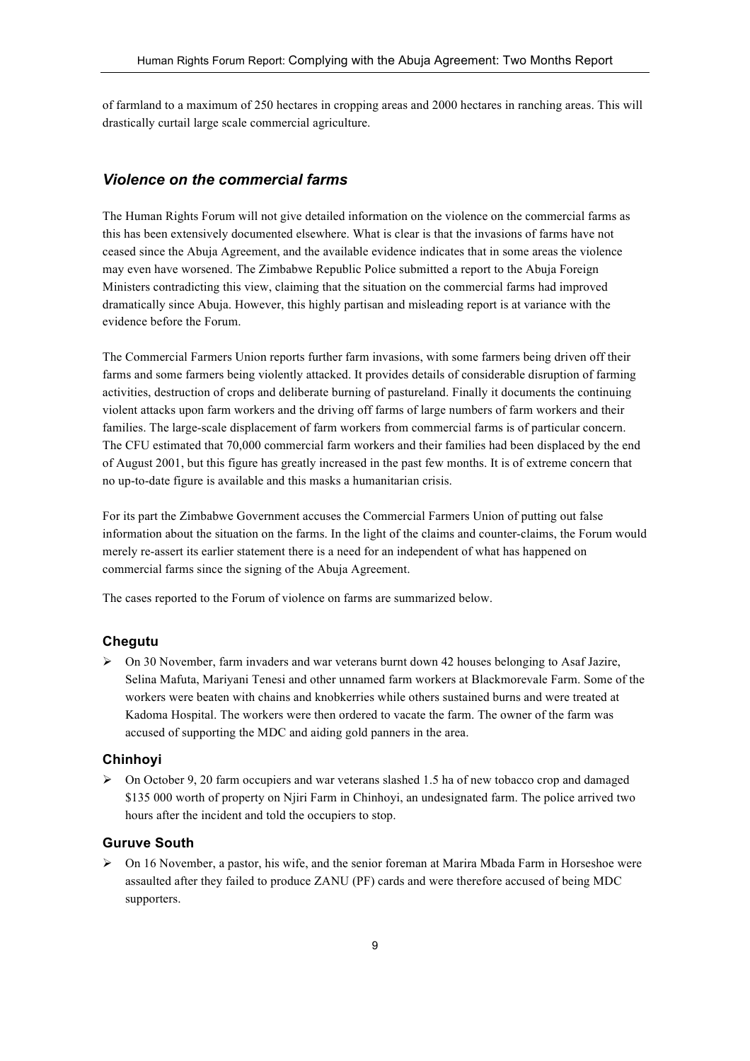of farmland to a maximum of 250 hectares in cropping areas and 2000 hectares in ranching areas. This will drastically curtail large scale commercial agriculture.

## *Violence on the commercial farms*

The Human Rights Forum will not give detailed information on the violence on the commercial farms as this has been extensively documented elsewhere. What is clear is that the invasions of farms have not ceased since the Abuja Agreement, and the available evidence indicates that in some areas the violence may even have worsened. The Zimbabwe Republic Police submitted a report to the Abuja Foreign Ministers contradicting this view, claiming that the situation on the commercial farms had improved dramatically since Abuja. However, this highly partisan and misleading report is at variance with the evidence before the Forum.

The Commercial Farmers Union reports further farm invasions, with some farmers being driven off their farms and some farmers being violently attacked. It provides details of considerable disruption of farming activities, destruction of crops and deliberate burning of pastureland. Finally it documents the continuing violent attacks upon farm workers and the driving off farms of large numbers of farm workers and their families. The large-scale displacement of farm workers from commercial farms is of particular concern. The CFU estimated that 70,000 commercial farm workers and their families had been displaced by the end of August 2001, but this figure has greatly increased in the past few months. It is of extreme concern that no up-to-date figure is available and this masks a humanitarian crisis.

For its part the Zimbabwe Government accuses the Commercial Farmers Union of putting out false information about the situation on the farms. In the light of the claims and counter-claims, the Forum would merely re-assert its earlier statement there is a need for an independent of what has happened on commercial farms since the signing of the Abuja Agreement.

The cases reported to the Forum of violence on farms are summarized below.

### Chegutu

- On 30 November, farm invaders and war veterans burnt down 42 houses belonging to Asaf Jazire, Selina Mafuta, Mariyani Tenesi and other unnamed farm workers at Blackmorevale Farm. Some of the workers were beaten with chains and knobkerries while others sustained burns and were treated at Kadoma Hospital. The workers were then ordered to vacate the farm. The owner of the farm was accused of supporting the MDC and aiding gold panners in the area.

### Chinhoyi

- On October 9, 20 farm occupiers and war veterans slashed 1.5 ha of new tobacco crop and damaged $135 000 worth of property on Njiri Farm in Chinhoyi, an undesignated farm. The police arrived two hours after the incident and told the occupiers to stop.

### Guruve South

- On 16 November, a pastor, his wife, and the senior foreman at Marira Mbada Farm in Horseshoe were assaulted after they failed to produce ZANU (PF) cards and were therefore accused of being MDC supporters.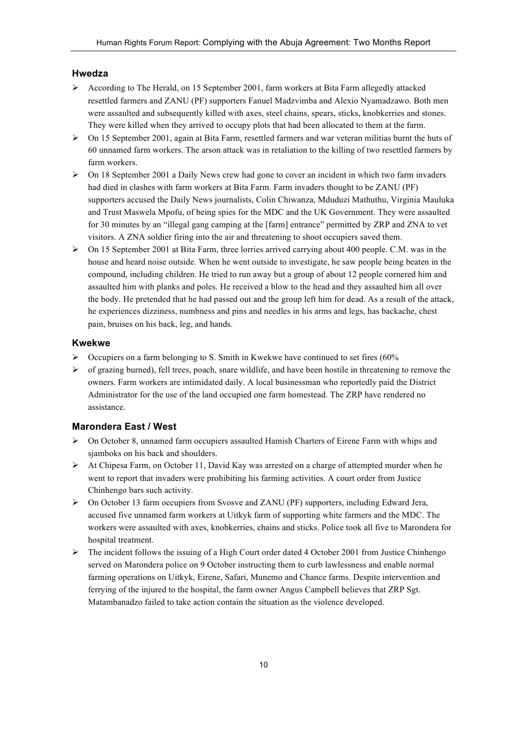### Hwedza

- According to The Herald, on 15 September 2001, farm workers at Bita Farm allegedly attacked resettled farmers and ZANU (PF) supporters Fanuel Madzvimba and Alexio Nyamadzawo. Both men were assaulted and subsequently killed with axes, steel chains, spears, sticks, knobkerries and stones. They were killed when they arrived to occupy plots that had been allocated to them at the farm.
- On 15 September 2001, again at Bita Farm, resettled farmers and war veteran militias burnt the huts of 60 unnamed farm workers. The arson attack was in retaliation to the killing of two resettled farmers by farm workers.
- On 18 September 2001 a Daily News crew had gone to cover an incident in which two farm invaders had died in clashes with farm workers at Bita Farm. Farm invaders thought to be ZANU (PF) supporters accused the Daily News journalists, Colin Chiwanza, Mduduzi Mathuthu, Virginia Mauluka and Trust Maswela Mpofu, of being spies for the MDC and the UK Government. They were assaulted for 30 minutes by an "illegal gang camping at the [farm] entrance" permitted by ZRP and ZNA to vet visitors. A ZNA soldier firing into the air and threatening to shoot occupiers saved them.
- On 15 September 2001 at Bita Farm, three lorries arrived carrying about 400 people. C.M. was in the house and heard noise outside. When he went outside to investigate, he saw people being beaten in the compound, including children. He tried to run away but a group of about 12 people cornered him and assaulted him with planks and poles. He received a blow to the head and they assaulted him all over the body. He pretended that he had passed out and the group left him for dead. As a result of the attack, he experiences dizziness, numbness and pins and needles in his arms and legs, has backache, chest pain, bruises on his back, leg, and hands.

### Kwekwe

- Occupiers on a farm belonging to S. Smith in Kwekwe have continued to set fires (60%
- of grazing burned), fell trees, poach, snare wildlife, and have been hostile in threatening to remove the owners. Farm workers are intimidated daily. A local businessman who reportedly paid the District Administrator for the use of the land occupied one farm homestead. The ZRP have rendered no assistance.

### Marondera East / West

- On October 8, unnamed farm occupiers assaulted Hamish Charters of Eirene Farm with whips and sjamboks on his back and shoulders.
- At Chipesa Farm, on October 11, David Kay was arrested on a charge of attempted murder when he went to report that invaders were prohibiting his farming activities. A court order from Justice Chinhengo bars such activity.
- On October 13 farm occupiers from Svosve and ZANU (PF) supporters, including Edward Jera, accused five unnamed farm workers at Uitkyk farm of supporting white farmers and the MDC. The workers were assaulted with axes, knobkerries, chains and sticks. Police took all five to Marondera for hospital treatment.
- The incident follows the issuing of a High Court order dated 4 October 2001 from Justice Chinhengo served on Marondera police on 9 October instructing them to curb lawlessness and enable normal farming operations on Uitkyk, Eirene, Safari, Munemo and Chance farms. Despite intervention and ferrying of the injured to the hospital, the farm owner Angus Campbell believes that ZRP Sgt. Matambanadzo failed to take action contain the situation as the violence developed.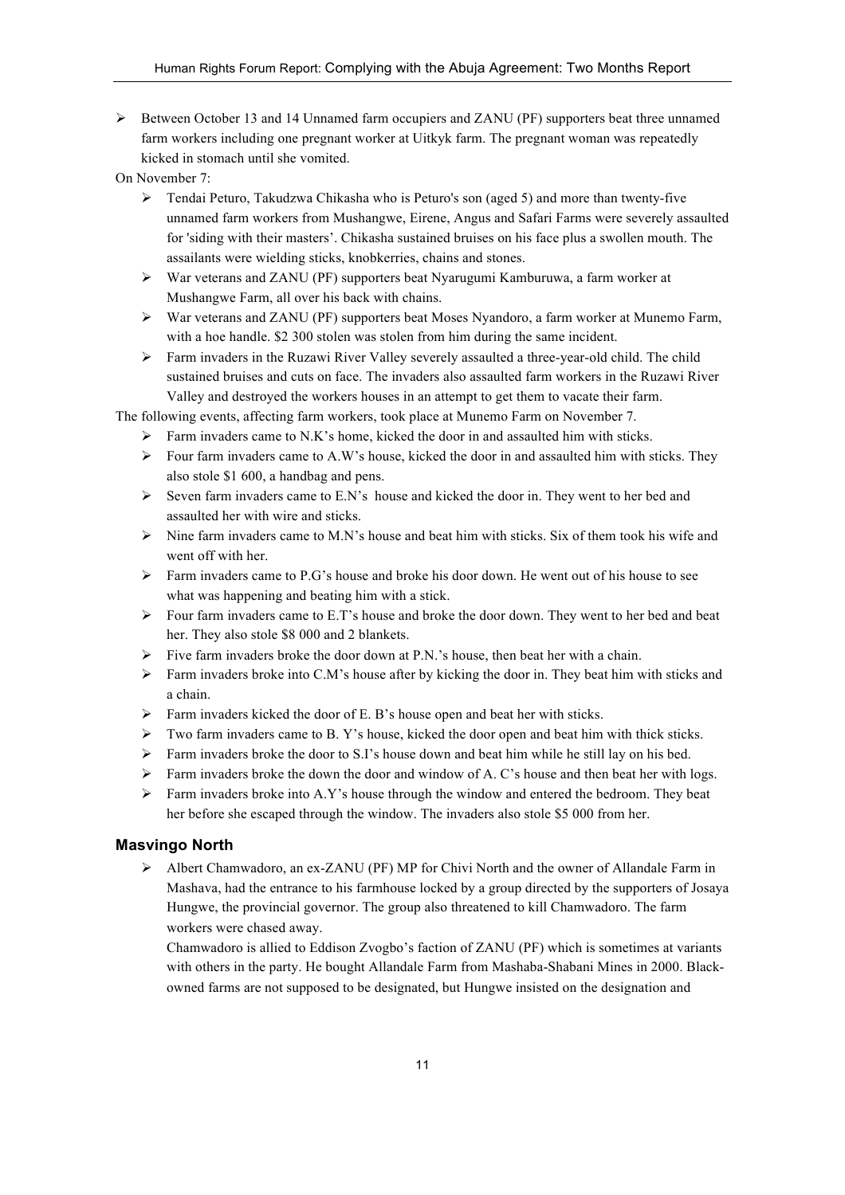- Between October 13 and 14 Unnamed farm occupiers and ZANU (PF) supporters beat three unnamed farm workers including one pregnant worker at Uitkyk farm. The pregnant woman was repeatedly kicked in stomach until she vomited.

On November 7:

- Tendai Peturo, Takudzwa Chikasha who is Peturo's son (aged 5) and more than twenty-five unnamed farm workers from Mushangwe, Eirene, Angus and Safari Farms were severely assaulted for 'siding with their masters'. Chikasha sustained bruises on his face plus a swollen mouth. The assailants were wielding sticks, knobkerries, chains and stones.
- War veterans and ZANU (PF) supporters beat Nyarugumi Kamburuwa, a farm worker at Mushangwe Farm, all over his back with chains.
- War veterans and ZANU (PF) supporters beat Moses Nyandoro, a farm worker at Munemo Farm, with a hoe handle. $2 300 stolen was stolen from him during the same incident.
- Farm invaders in the Ruzawi River Valley severely assaulted a three-year-old child. The child sustained bruises and cuts on face. The invaders also assaulted farm workers in the Ruzawi River Valley and destroyed the workers houses in an attempt to get them to vacate their farm.

The following events, affecting farm workers, took place at Munemo Farm on November 7.

- Farm invaders came to N.K's home, kicked the door in and assaulted him with sticks.
- Four farm invaders came to A.W's house, kicked the door in and assaulted him with sticks. They also stole $1 600, a handbag and pens.
- Seven farm invaders came to E.N's house and kicked the door in. They went to her bed and assaulted her with wire and sticks.
- Nine farm invaders came to M.N's house and beat him with sticks. Six of them took his wife and went off with her.
- Farm invaders came to P.G's house and broke his door down. He went out of his house to see what was happening and beating him with a stick.
- Four farm invaders came to E.T's house and broke the door down. They went to her bed and beat her. They also stole $8 000 and 2 blankets.
- Five farm invaders broke the door down at P.N.'s house, then beat her with a chain.
- Farm invaders broke into C.M's house after by kicking the door in. They beat him with sticks and a chain.
- Farm invaders kicked the door of E. B's house open and beat her with sticks.
- Two farm invaders came to B. Y's house, kicked the door open and beat him with thick sticks.
- Farm invaders broke the door to S.I's house down and beat him while he still lay on his bed.
- Farm invaders broke the down the door and window of A. C's house and then beat her with logs.
- Farm invaders broke into A.Y's house through the window and entered the bedroom. They beat her before she escaped through the window. The invaders also stole $5 000 from her.

### Masvingo North

- Albert Chamwadoro, an ex-ZANU (PF) MP for Chivi North and the owner of Allandale Farm in Mashava, had the entrance to his farmhouse locked by a group directed by the supporters of Josaya Hungwe, the provincial governor. The group also threatened to kill Chamwadoro. The farm workers were chased away.

  Chamwadoro is allied to Eddison Zvogbo's faction of ZANU (PF) which is sometimes at variants with others in the party. He bought Allandale Farm from Mashaba-Shabani Mines in 2000. Black-owned farms are not supposed to be designated, but Hungwe insisted on the designation and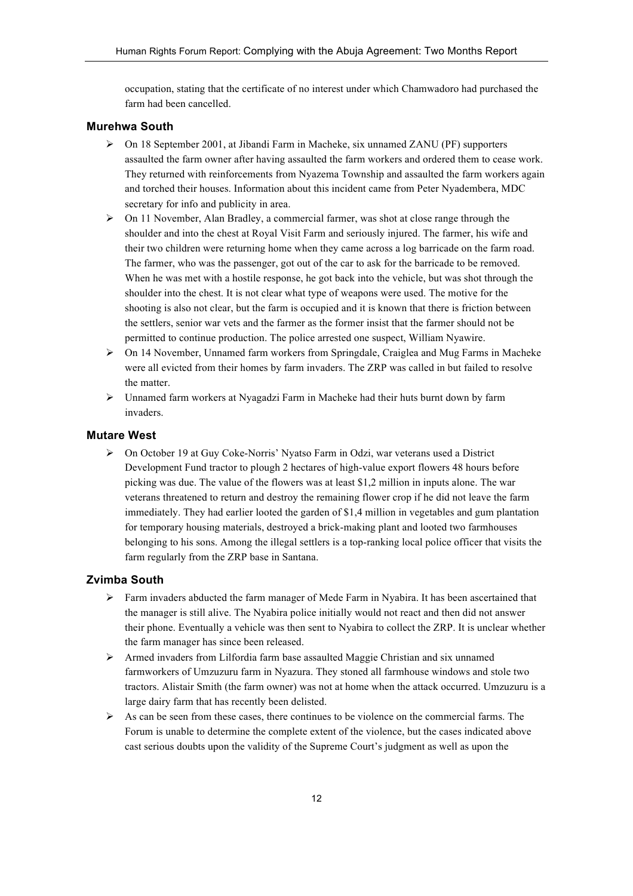occupation, stating that the certificate of no interest under which Chamwadoro had purchased the farm had been cancelled.

### Murehwa South

- On 18 September 2001, at Jibandi Farm in Macheke, six unnamed ZANU (PF) supporters assaulted the farm owner after having assaulted the farm workers and ordered them to cease work. They returned with reinforcements from Nyazema Township and assaulted the farm workers again and torched their houses. Information about this incident came from Peter Nyadembera, MDC secretary for info and publicity in area.
- On 11 November, Alan Bradley, a commercial farmer, was shot at close range through the shoulder and into the chest at Royal Visit Farm and seriously injured. The farmer, his wife and their two children were returning home when they came across a log barricade on the farm road. The farmer, who was the passenger, got out of the car to ask for the barricade to be removed. When he was met with a hostile response, he got back into the vehicle, but was shot through the shoulder into the chest. It is not clear what type of weapons were used. The motive for the shooting is also not clear, but the farm is occupied and it is known that there is friction between the settlers, senior war vets and the farmer as the former insist that the farmer should not be permitted to continue production. The police arrested one suspect, William Nyawire.
- On 14 November, Unnamed farm workers from Springdale, Craiglea and Mug Farms in Macheke were all evicted from their homes by farm invaders. The ZRP was called in but failed to resolve the matter.
- Unnamed farm workers at Nyagadzi Farm in Macheke had their huts burnt down by farm invaders.

### Mutare West

- On October 19 at Guy Coke-Norris' Nyatso Farm in Odzi, war veterans used a District Development Fund tractor to plough 2 hectares of high-value export flowers 48 hours before picking was due. The value of the flowers was at least $1,2 million in inputs alone. The war veterans threatened to return and destroy the remaining flower crop if he did not leave the farm immediately. They had earlier looted the garden of $1,4 million in vegetables and gum plantation for temporary housing materials, destroyed a brick-making plant and looted two farmhouses belonging to his sons. Among the illegal settlers is a top-ranking local police officer that visits the farm regularly from the ZRP base in Santana.

### Zvimba South

- Farm invaders abducted the farm manager of Mede Farm in Nyabira. It has been ascertained that the manager is still alive. The Nyabira police initially would not react and then did not answer their phone. Eventually a vehicle was then sent to Nyabira to collect the ZRP. It is unclear whether the farm manager has since been released.
- Armed invaders from Lilfordia farm base assaulted Maggie Christian and six unnamed farmworkers of Umzuzuru farm in Nyazura. They stoned all farmhouse windows and stole two tractors. Alistair Smith (the farm owner) was not at home when the attack occurred. Umzuzuru is a large dairy farm that has recently been delisted.
- As can be seen from these cases, there continues to be violence on the commercial farms. The Forum is unable to determine the complete extent of the violence, but the cases indicated above cast serious doubts upon the validity of the Supreme Court's judgment as well as upon the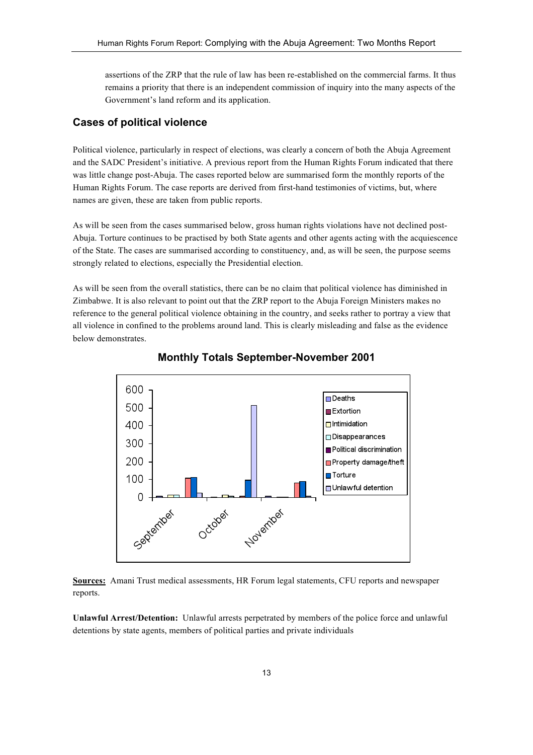assertions of the ZRP that the rule of law has been re-established on the commercial farms. It thus remains a priority that there is an independent commission of inquiry into the many aspects of the Government's land reform and its application.

## Cases of political violence

Political violence, particularly in respect of elections, was clearly a concern of both the Abuja Agreement and the SADC President's initiative. A previous report from the Human Rights Forum indicated that there was little change post-Abuja. The cases reported below are summarised form the monthly reports of the Human Rights Forum. The case reports are derived from first-hand testimonies of victims, but, where names are given, these are taken from public reports.

As will be seen from the cases summarised below, gross human rights violations have not declined post-Abuja. Torture continues to be practised by both State agents and other agents acting with the acquiescence of the State. The cases are summarised according to constituency, and, as will be seen, the purpose seems strongly related to elections, especially the Presidential election.

As will be seen from the overall statistics, there can be no claim that political violence has diminished in Zimbabwe. It is also relevant to point out that the ZRP report to the Abuja Foreign Ministers makes no reference to the general political violence obtaining in the country, and seeks rather to portray a view that all violence in confined to the problems around land. This is clearly misleading and false as the evidence below demonstrates.

### Monthly Totals September-November 2001

**Sources:** Amani Trust medical assessments, HR Forum legal statements, CFU reports and newspaper reports.

**Unlawful Arrest/Detention:** Unlawful arrests perpetrated by members of the police force and unlawful detentions by state agents, members of political parties and private individuals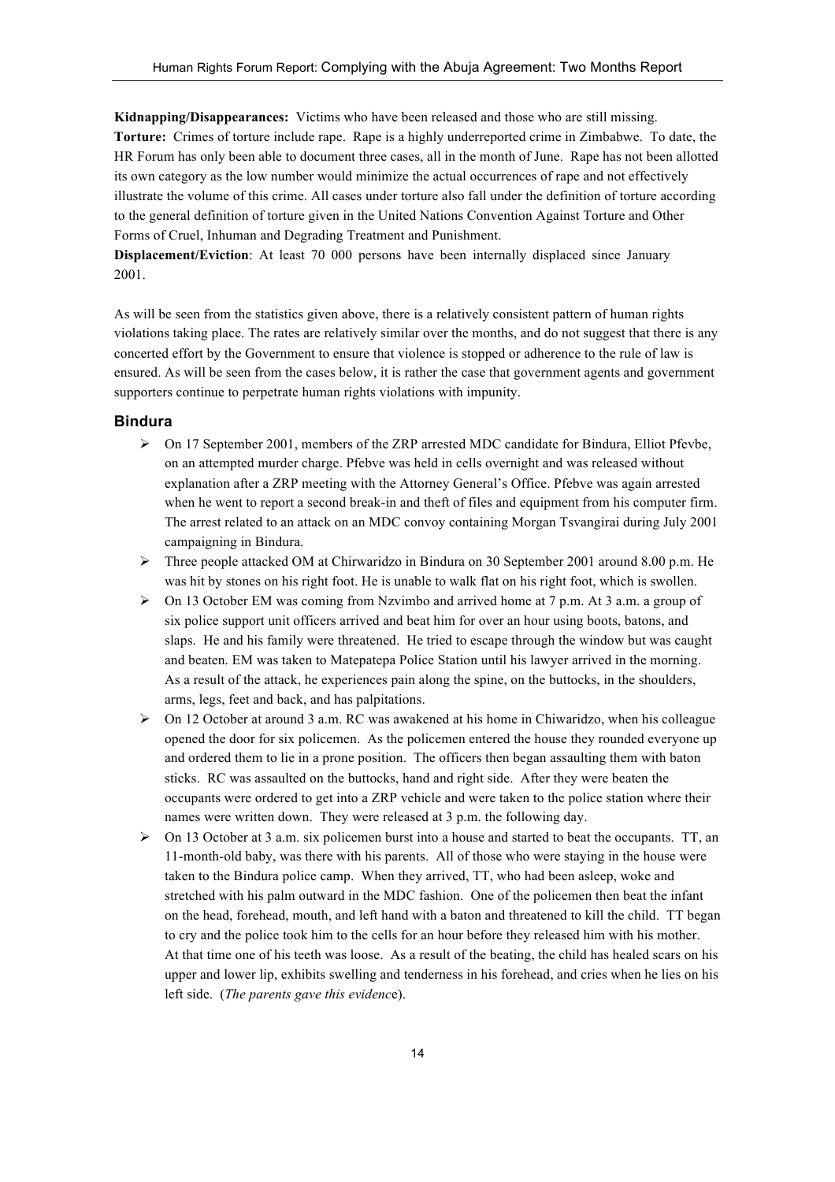**Kidnapping/Disappearances:** Victims who have been released and those who are still missing.
**Torture:** Crimes of torture include rape. Rape is a highly underreported crime in Zimbabwe. To date, the HR Forum has only been able to document three cases, all in the month of June. Rape has not been allotted its own category as the low number would minimize the actual occurrences of rape and not effectively illustrate the volume of this crime. All cases under torture also fall under the definition of torture according to the general definition of torture given in the United Nations Convention Against Torture and Other Forms of Cruel, Inhuman and Degrading Treatment and Punishment.
**Displacement/Eviction**: At least 70 000 persons have been internally displaced since January 2001.

As will be seen from the statistics given above, there is a relatively consistent pattern of human rights violations taking place. The rates are relatively similar over the months, and do not suggest that there is any concerted effort by the Government to ensure that violence is stopped or adherence to the rule of law is ensured. As will be seen from the cases below, it is rather the case that government agents and government supporters continue to perpetrate human rights violations with impunity.

### Bindura

- On 17 September 2001, members of the ZRP arrested MDC candidate for Bindura, Elliot Pfevbe, on an attempted murder charge. Pfebve was held in cells overnight and was released without explanation after a ZRP meeting with the Attorney General's Office. Pfebve was again arrested when he went to report a second break-in and theft of files and equipment from his computer firm. The arrest related to an attack on an MDC convoy containing Morgan Tsvangirai during July 2001 campaigning in Bindura.
- Three people attacked OM at Chirwaridzo in Bindura on 30 September 2001 around 8.00 p.m. He was hit by stones on his right foot. He is unable to walk flat on his right foot, which is swollen.
- On 13 October EM was coming from Nzvimbo and arrived home at 7 p.m. At 3 a.m. a group of six police support unit officers arrived and beat him for over an hour using boots, batons, and slaps. He and his family were threatened. He tried to escape through the window but was caught and beaten. EM was taken to Matepatepa Police Station until his lawyer arrived in the morning. As a result of the attack, he experiences pain along the spine, on the buttocks, in the shoulders, arms, legs, feet and back, and has palpitations.
- On 12 October at around 3 a.m. RC was awakened at his home in Chiwaridzo, when his colleague opened the door for six policemen. As the policemen entered the house they rounded everyone up and ordered them to lie in a prone position. The officers then began assaulting them with baton sticks. RC was assaulted on the buttocks, hand and right side. After they were beaten the occupants were ordered to get into a ZRP vehicle and were taken to the police station where their names were written down. They were released at 3 p.m. the following day.
- On 13 October at 3 a.m. six policemen burst into a house and started to beat the occupants. TT, an 11-month-old baby, was there with his parents. All of those who were staying in the house were taken to the Bindura police camp. When they arrived, TT, who had been asleep, woke and stretched with his palm outward in the MDC fashion. One of the policemen then beat the infant on the head, forehead, mouth, and left hand with a baton and threatened to kill the child. TT began to cry and the police took him to the cells for an hour before they released him with his mother. At that time one of his teeth was loose. As a result of the beating, the child has healed scars on his upper and lower lip, exhibits swelling and tenderness in his forehead, and cries when he lies on his left side. (*The parents gave this evidence*).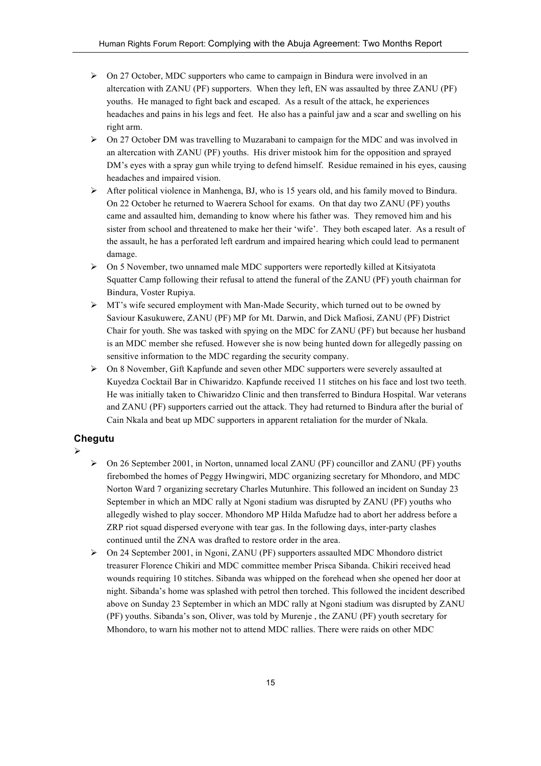- On 27 October, MDC supporters who came to campaign in Bindura were involved in an altercation with ZANU (PF) supporters. When they left, EN was assaulted by three ZANU (PF) youths. He managed to fight back and escaped. As a result of the attack, he experiences headaches and pains in his legs and feet. He also has a painful jaw and a scar and swelling on his right arm.
- On 27 October DM was travelling to Muzarabani to campaign for the MDC and was involved in an altercation with ZANU (PF) youths. His driver mistook him for the opposition and sprayed DM's eyes with a spray gun while trying to defend himself. Residue remained in his eyes, causing headaches and impaired vision.
- After political violence in Manhenga, BJ, who is 15 years old, and his family moved to Bindura. On 22 October he returned to Waerera School for exams. On that day two ZANU (PF) youths came and assaulted him, demanding to know where his father was. They removed him and his sister from school and threatened to make her their 'wife'. They both escaped later. As a result of the assault, he has a perforated left eardrum and impaired hearing which could lead to permanent damage.
- On 5 November, two unnamed male MDC supporters were reportedly killed at Kitsiyatota Squatter Camp following their refusal to attend the funeral of the ZANU (PF) youth chairman for Bindura, Voster Rupiya.
- MT's wife secured employment with Man-Made Security, which turned out to be owned by Saviour Kasukuwere, ZANU (PF) MP for Mt. Darwin, and Dick Mafiosi, ZANU (PF) District Chair for youth. She was tasked with spying on the MDC for ZANU (PF) but because her husband is an MDC member she refused. However she is now being hunted down for allegedly passing on sensitive information to the MDC regarding the security company.
- On 8 November, Gift Kapfunde and seven other MDC supporters were severely assaulted at Kuyedza Cocktail Bar in Chiwaridzo. Kapfunde received 11 stitches on his face and lost two teeth. He was initially taken to Chiwaridzo Clinic and then transferred to Bindura Hospital. War veterans and ZANU (PF) supporters carried out the attack. They had returned to Bindura after the burial of Cain Nkala and beat up MDC supporters in apparent retaliation for the murder of Nkala.

### Chegutu

- On 26 September 2001, in Norton, unnamed local ZANU (PF) councillor and ZANU (PF) youths firebombed the homes of Peggy Hwingwiri, MDC organizing secretary for Mhondoro, and MDC Norton Ward 7 organizing secretary Charles Mutunhire. This followed an incident on Sunday 23 September in which an MDC rally at Ngoni stadium was disrupted by ZANU (PF) youths who allegedly wished to play soccer. Mhondoro MP Hilda Mafudze had to abort her address before a ZRP riot squad dispersed everyone with tear gas. In the following days, inter-party clashes continued until the ZNA was drafted to restore order in the area.
- On 24 September 2001, in Ngoni, ZANU (PF) supporters assaulted MDC Mhondoro district treasurer Florence Chikiri and MDC committee member Prisca Sibanda. Chikiri received head wounds requiring 10 stitches. Sibanda was whipped on the forehead when she opened her door at night. Sibanda's home was splashed with petrol then torched. This followed the incident described above on Sunday 23 September in which an MDC rally at Ngoni stadium was disrupted by ZANU (PF) youths. Sibanda's son, Oliver, was told by Murenje , the ZANU (PF) youth secretary for Mhondoro, to warn his mother not to attend MDC rallies. There were raids on other MDC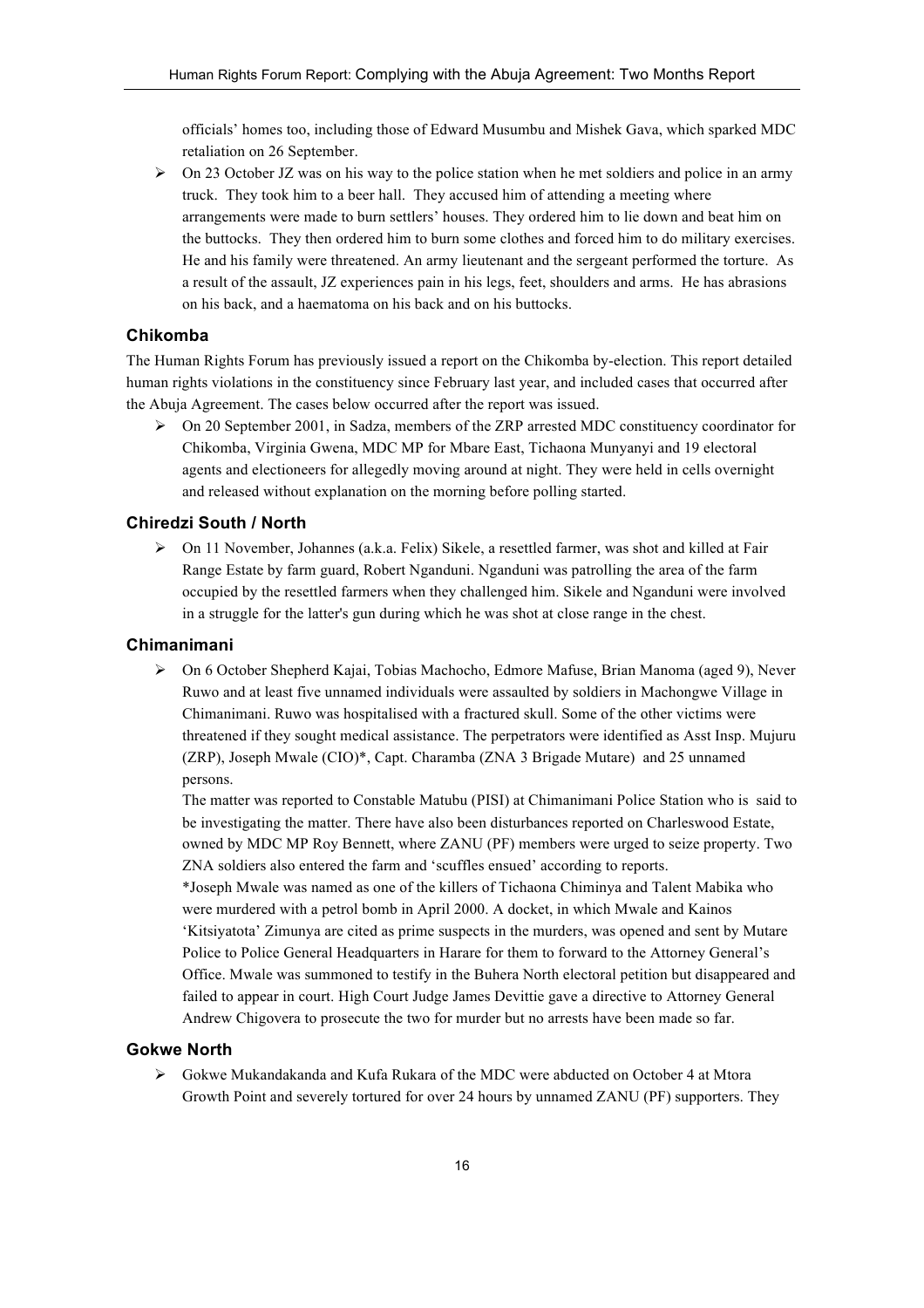officials' homes too, including those of Edward Musumbu and Mishek Gava, which sparked MDC retaliation on 26 September.

- On 23 October JZ was on his way to the police station when he met soldiers and police in an army truck. They took him to a beer hall. They accused him of attending a meeting where arrangements were made to burn settlers' houses. They ordered him to lie down and beat him on the buttocks. They then ordered him to burn some clothes and forced him to do military exercises. He and his family were threatened. An army lieutenant and the sergeant performed the torture. As a result of the assault, JZ experiences pain in his legs, feet, shoulders and arms. He has abrasions on his back, and a haematoma on his back and on his buttocks.

### Chikomba

The Human Rights Forum has previously issued a report on the Chikomba by-election. This report detailed human rights violations in the constituency since February last year, and included cases that occurred after the Abuja Agreement. The cases below occurred after the report was issued.

- On 20 September 2001, in Sadza, members of the ZRP arrested MDC constituency coordinator for Chikomba, Virginia Gwena, MDC MP for Mbare East, Tichaona Munyanyi and 19 electoral agents and electioneers for allegedly moving around at night. They were held in cells overnight and released without explanation on the morning before polling started.

### Chiredzi South / North

- On 11 November, Johannes (a.k.a. Felix) Sikele, a resettled farmer, was shot and killed at Fair Range Estate by farm guard, Robert Nganduni. Nganduni was patrolling the area of the farm occupied by the resettled farmers when they challenged him. Sikele and Nganduni were involved in a struggle for the latter's gun during which he was shot at close range in the chest.

### Chimanimani

- On 6 October Shepherd Kajai, Tobias Machocho, Edmore Mafuse, Brian Manoma (aged 9), Never Ruwo and at least five unnamed individuals were assaulted by soldiers in Machongwe Village in Chimanimani. Ruwo was hospitalised with a fractured skull. Some of the other victims were threatened if they sought medical assistance. The perpetrators were identified as Asst Insp. Mujuru (ZRP), Joseph Mwale (CIO)*, Capt. Charamba (ZNA 3 Brigade Mutare) and 25 unnamed persons.

  The matter was reported to Constable Matubu (PISI) at Chimanimani Police Station who is said to be investigating the matter. There have also been disturbances reported on Charleswood Estate, owned by MDC MP Roy Bennett, where ZANU (PF) members were urged to seize property. Two ZNA soldiers also entered the farm and 'scuffles ensued' according to reports.

  *Joseph Mwale was named as one of the killers of Tichaona Chiminya and Talent Mabika who were murdered with a petrol bomb in April 2000. A docket, in which Mwale and Kainos 'Kitsiyatota' Zimunya are cited as prime suspects in the murders, was opened and sent by Mutare Police to Police General Headquarters in Harare for them to forward to the Attorney General's Office. Mwale was summoned to testify in the Buhera North electoral petition but disappeared and failed to appear in court. High Court Judge James Devittie gave a directive to Attorney General Andrew Chigovera to prosecute the two for murder but no arrests have been made so far.

### Gokwe North

- Gokwe Mukandakanda and Kufa Rukara of the MDC were abducted on October 4 at Mtora Growth Point and severely tortured for over 24 hours by unnamed ZANU (PF) supporters. They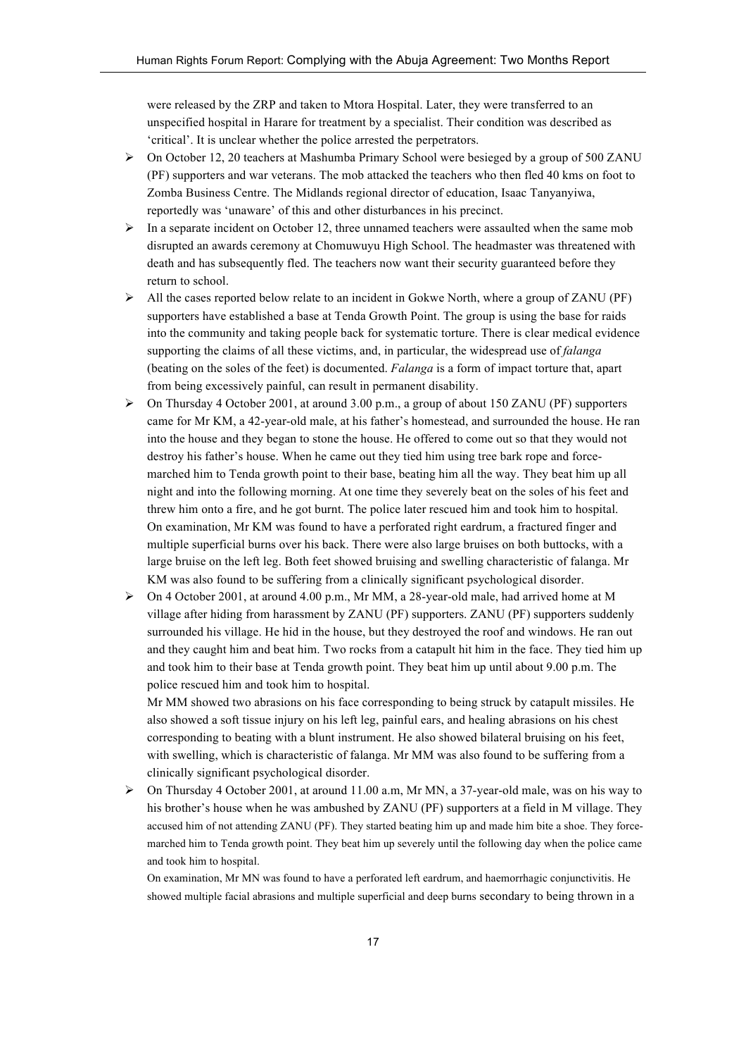were released by the ZRP and taken to Mtora Hospital. Later, they were transferred to an unspecified hospital in Harare for treatment by a specialist. Their condition was described as 'critical'. It is unclear whether the police arrested the perpetrators.

- On October 12, 20 teachers at Mashumba Primary School were besieged by a group of 500 ZANU (PF) supporters and war veterans. The mob attacked the teachers who then fled 40 kms on foot to Zomba Business Centre. The Midlands regional director of education, Isaac Tanyanyiwa, reportedly was 'unaware' of this and other disturbances in his precinct.
- In a separate incident on October 12, three unnamed teachers were assaulted when the same mob disrupted an awards ceremony at Chomuwuyu High School. The headmaster was threatened with death and has subsequently fled. The teachers now want their security guaranteed before they return to school.
- All the cases reported below relate to an incident in Gokwe North, where a group of ZANU (PF) supporters have established a base at Tenda Growth Point. The group is using the base for raids into the community and taking people back for systematic torture. There is clear medical evidence supporting the claims of all these victims, and, in particular, the widespread use of *falanga* (beating on the soles of the feet) is documented. *Falanga* is a form of impact torture that, apart from being excessively painful, can result in permanent disability.
- On Thursday 4 October 2001, at around 3.00 p.m., a group of about 150 ZANU (PF) supporters came for Mr KM, a 42-year-old male, at his father's homestead, and surrounded the house. He ran into the house and they began to stone the house. He offered to come out so that they would not destroy his father's house. When he came out they tied him using tree bark rope and force-marched him to Tenda growth point to their base, beating him all the way. They beat him up all night and into the following morning. At one time they severely beat on the soles of his feet and threw him onto a fire, and he got burnt. The police later rescued him and took him to hospital.
  On examination, Mr KM was found to have a perforated right eardrum, a fractured finger and multiple superficial burns over his back. There were also large bruises on both buttocks, with a large bruise on the left leg. Both feet showed bruising and swelling characteristic of falanga. Mr KM was also found to be suffering from a clinically significant psychological disorder.
- On 4 October 2001, at around 4.00 p.m., Mr MM, a 28-year-old male, had arrived home at M village after hiding from harassment by ZANU (PF) supporters. ZANU (PF) supporters suddenly surrounded his village. He hid in the house, but they destroyed the roof and windows. He ran out and they caught him and beat him. Two rocks from a catapult hit him in the face. They tied him up and took him to their base at Tenda growth point. They beat him up until about 9.00 p.m. The police rescued him and took him to hospital.
  Mr MM showed two abrasions on his face corresponding to being struck by catapult missiles. He also showed a soft tissue injury on his left leg, painful ears, and healing abrasions on his chest corresponding to beating with a blunt instrument. He also showed bilateral bruising on his feet, with swelling, which is characteristic of falanga. Mr MM was also found to be suffering from a clinically significant psychological disorder.
- On Thursday 4 October 2001, at around 11.00 a.m, Mr MN, a 37-year-old male, was on his way to his brother's house when he was ambushed by ZANU (PF) supporters at a field in M village. They accused him of not attending ZANU (PF). They started beating him up and made him bite a shoe. They force-marched him to Tenda growth point. They beat him up severely until the following day when the police came and took him to hospital.
  On examination, Mr MN was found to have a perforated left eardrum, and haemorrhagic conjunctivitis. He showed multiple facial abrasions and multiple superficial and deep burns secondary to being thrown in a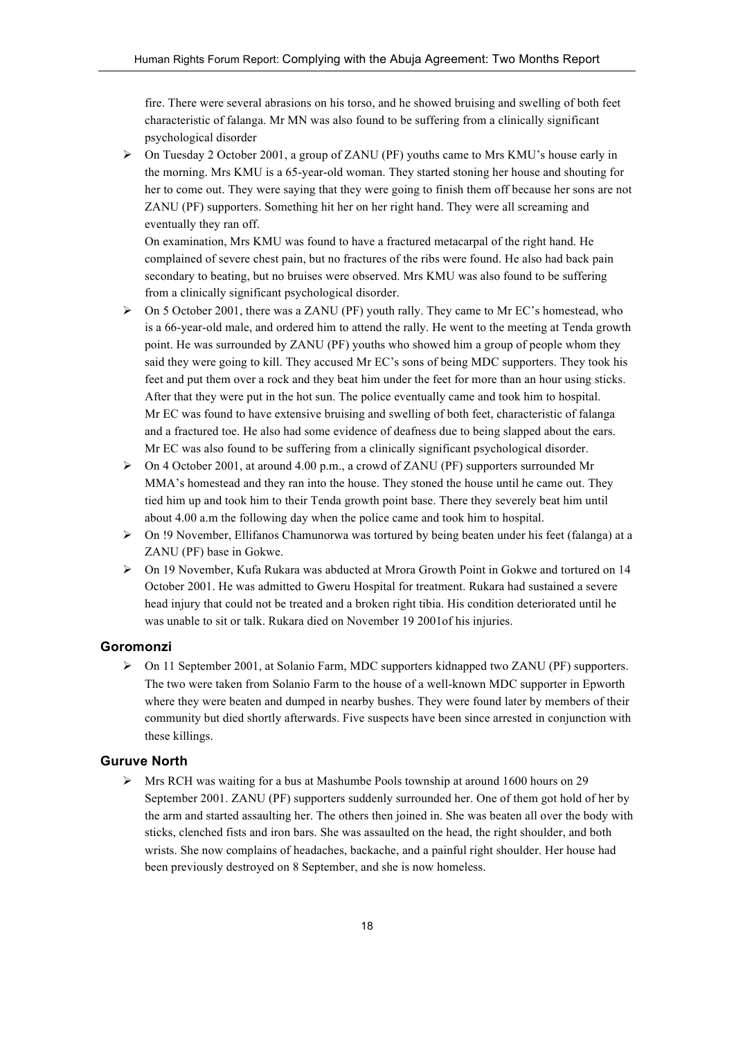fire. There were several abrasions on his torso, and he showed bruising and swelling of both feet characteristic of falanga. Mr MN was also found to be suffering from a clinically significant psychological disorder

- On Tuesday 2 October 2001, a group of ZANU (PF) youths came to Mrs KMU's house early in the morning. Mrs KMU is a 65-year-old woman. They started stoning her house and shouting for her to come out. They were saying that they were going to finish them off because her sons are not ZANU (PF) supporters. Something hit her on her right hand. They were all screaming and eventually they ran off.

  On examination, Mrs KMU was found to have a fractured metacarpal of the right hand. He complained of severe chest pain, but no fractures of the ribs were found. He also had back pain secondary to beating, but no bruises were observed. Mrs KMU was also found to be suffering from a clinically significant psychological disorder.
- On 5 October 2001, there was a ZANU (PF) youth rally. They came to Mr EC's homestead, who is a 66-year-old male, and ordered him to attend the rally. He went to the meeting at Tenda growth point. He was surrounded by ZANU (PF) youths who showed him a group of people whom they said they were going to kill. They accused Mr EC's sons of being MDC supporters. They took his feet and put them over a rock and they beat him under the feet for more than an hour using sticks. After that they were put in the hot sun. The police eventually came and took him to hospital.

  Mr EC was found to have extensive bruising and swelling of both feet, characteristic of falanga and a fractured toe. He also had some evidence of deafness due to being slapped about the ears. Mr EC was also found to be suffering from a clinically significant psychological disorder.
- On 4 October 2001, at around 4.00 p.m., a crowd of ZANU (PF) supporters surrounded Mr MMA's homestead and they ran into the house. They stoned the house until he came out. They tied him up and took him to their Tenda growth point base. There they severely beat him until about 4.00 a.m the following day when the police came and took him to hospital.
- On !9 November, Ellifanos Chamunorwa was tortured by being beaten under his feet (falanga) at a ZANU (PF) base in Gokwe.
- On 19 November, Kufa Rukara was abducted at Mrora Growth Point in Gokwe and tortured on 14 October 2001. He was admitted to Gweru Hospital for treatment. Rukara had sustained a severe head injury that could not be treated and a broken right tibia. His condition deteriorated until he was unable to sit or talk. Rukara died on November 19 2001of his injuries.

### Goromonzi

- On 11 September 2001, at Solanio Farm, MDC supporters kidnapped two ZANU (PF) supporters. The two were taken from Solanio Farm to the house of a well-known MDC supporter in Epworth where they were beaten and dumped in nearby bushes. They were found later by members of their community but died shortly afterwards. Five suspects have been since arrested in conjunction with these killings.

### Guruve North

- Mrs RCH was waiting for a bus at Mashumbe Pools township at around 1600 hours on 29 September 2001. ZANU (PF) supporters suddenly surrounded her. One of them got hold of her by the arm and started assaulting her. The others then joined in. She was beaten all over the body with sticks, clenched fists and iron bars. She was assaulted on the head, the right shoulder, and both wrists. She now complains of headaches, backache, and a painful right shoulder. Her house had been previously destroyed on 8 September, and she is now homeless.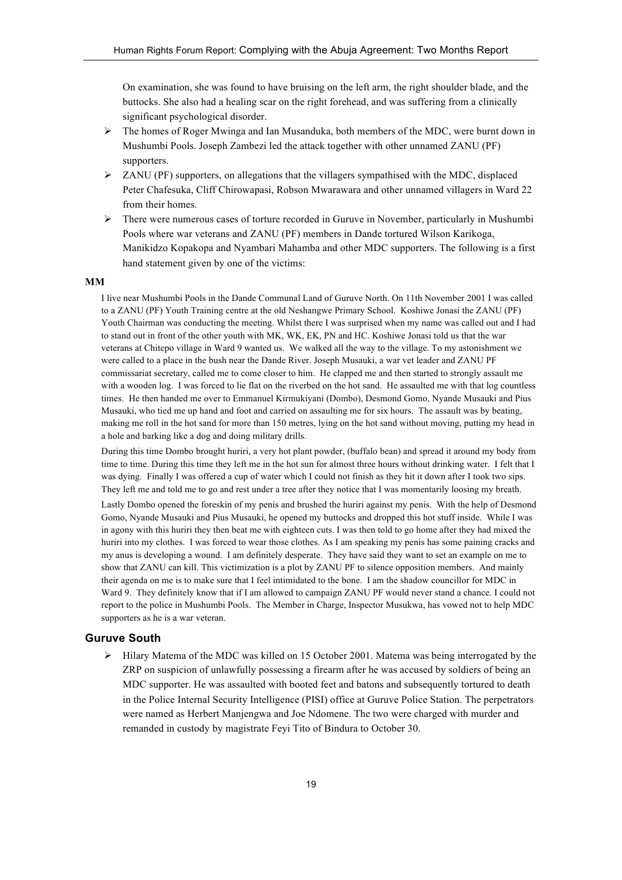On examination, she was found to have bruising on the left arm, the right shoulder blade, and the buttocks. She also had a healing scar on the right forehead, and was suffering from a clinically significant psychological disorder.

- The homes of Roger Mwinga and Ian Musanduka, both members of the MDC, were burnt down in Mushumbi Pools. Joseph Zambezi led the attack together with other unnamed ZANU (PF) supporters.
- ZANU (PF) supporters, on allegations that the villagers sympathised with the MDC, displaced Peter Chafesuka, Cliff Chirowapasi, Robson Mwarawara and other unnamed villagers in Ward 22 from their homes.
- There were numerous cases of torture recorded in Guruve in November, particularly in Mushumbi Pools where war veterans and ZANU (PF) members in Dande tortured Wilson Karikoga, Manikidzo Kopakopa and Nyambari Mahamba and other MDC supporters. The following is a first hand statement given by one of the victims:

**MM**

I live near Mushumbi Pools in the Dande Communal Land of Guruve North. On 11th November 2001 I was called to a ZANU (PF) Youth Training centre at the old Neshangwe Primary School. Koshiwe Jonasi the ZANU (PF) Youth Chairman was conducting the meeting. Whilst there I was surprised when my name was called out and I had to stand out in front of the other youth with MK, WK, EK, PN and HC. Koshiwe Jonasi told us that the war veterans at Chitepo village in Ward 9 wanted us. We walked all the way to the village. To my astonishment we were called to a place in the bush near the Dande River. Joseph Musauki, a war vet leader and ZANU PF commissariat secretary, called me to come closer to him. He clapped me and then started to strongly assault me with a wooden log. I was forced to lie flat on the riverbed on the hot sand. He assaulted me with that log countless times. He then handed me over to Emmanuel Kirmukiyani (Dombo), Desmond Gomo, Nyande Musauki and Pius Musauki, who tied me up hand and foot and carried on assaulting me for six hours. The assault was by beating, making me roll in the hot sand for more than 150 metres, lying on the hot sand without moving, putting my head in a hole and barking like a dog and doing military drills.

During this time Dombo brought huriri, a very hot plant powder, (buffalo bean) and spread it around my body from time to time. During this time they left me in the hot sun for almost three hours without drinking water. I felt that I was dying. Finally I was offered a cup of water which I could not finish as they hit it down after I took two sips. They left me and told me to go and rest under a tree after they notice that I was momentarily loosing my breath.

Lastly Dombo opened the foreskin of my penis and brushed the huriri against my penis. With the help of Desmond Gomo, Nyande Musauki and Pius Musauki, he opened my buttocks and dropped this hot stuff inside. While I was in agony with this huriri they then beat me with eighteen cuts. I was then told to go home after they had mixed the huriri into my clothes. I was forced to wear those clothes. As I am speaking my penis has some paining cracks and my anus is developing a wound. I am definitely desperate. They have said they want to set an example on me to show that ZANU can kill. This victimization is a plot by ZANU PF to silence opposition members. And mainly their agenda on me is to make sure that I feel intimidated to the bone. I am the shadow councillor for MDC in Ward 9. They definitely know that if I am allowed to campaign ZANU PF would never stand a chance. I could not report to the police in Mushumbi Pools. The Member in Charge, Inspector Musukwa, has vowed not to help MDC supporters as he is a war veteran.

## Guruve South

- Hilary Matema of the MDC was killed on 15 October 2001. Matema was being interrogated by the ZRP on suspicion of unlawfully possessing a firearm after he was accused by soldiers of being an MDC supporter. He was assaulted with booted feet and batons and subsequently tortured to death in the Police Internal Security Intelligence (PISI) office at Guruve Police Station. The perpetrators were named as Herbert Manjengwa and Joe Ndomene. The two were charged with murder and remanded in custody by magistrate Feyi Tito of Bindura to October 30.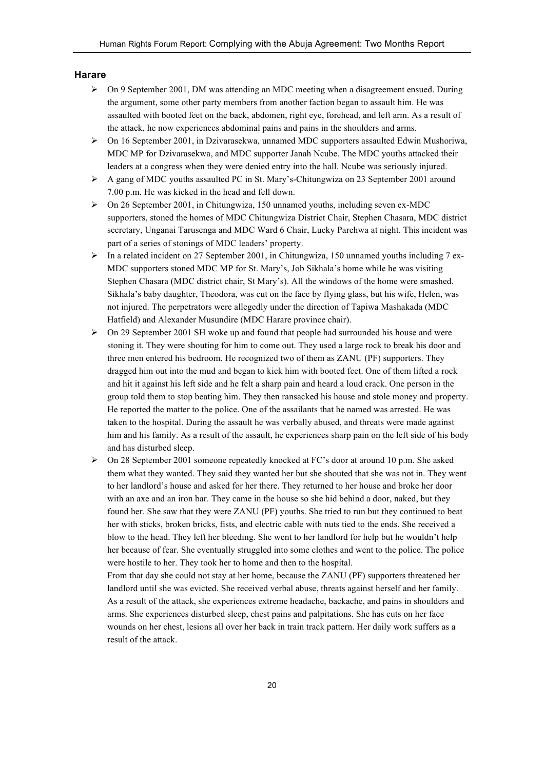### Harare

- On 9 September 2001, DM was attending an MDC meeting when a disagreement ensued. During the argument, some other party members from another faction began to assault him. He was assaulted with booted feet on the back, abdomen, right eye, forehead, and left arm. As a result of the attack, he now experiences abdominal pains and pains in the shoulders and arms.
- On 16 September 2001, in Dzivarasekwa, unnamed MDC supporters assaulted Edwin Mushoriwa, MDC MP for Dzivarasekwa, and MDC supporter Janah Ncube. The MDC youths attacked their leaders at a congress when they were denied entry into the hall. Ncube was seriously injured.
- A gang of MDC youths assaulted PC in St. Mary's-Chitungwiza on 23 September 2001 around 7.00 p.m. He was kicked in the head and fell down.
- On 26 September 2001, in Chitungwiza, 150 unnamed youths, including seven ex-MDC supporters, stoned the homes of MDC Chitungwiza District Chair, Stephen Chasara, MDC district secretary, Unganai Tarusenga and MDC Ward 6 Chair, Lucky Parehwa at night. This incident was part of a series of stonings of MDC leaders' property.
- In a related incident on 27 September 2001, in Chitungwiza, 150 unnamed youths including 7 ex-MDC supporters stoned MDC MP for St. Mary's, Job Sikhala's home while he was visiting Stephen Chasara (MDC district chair, St Mary's). All the windows of the home were smashed. Sikhala's baby daughter, Theodora, was cut on the face by flying glass, but his wife, Helen, was not injured. The perpetrators were allegedly under the direction of Tapiwa Mashakada (MDC Hatfield) and Alexander Musundire (MDC Harare province chair).
- On 29 September 2001 SH woke up and found that people had surrounded his house and were stoning it. They were shouting for him to come out. They used a large rock to break his door and three men entered his bedroom. He recognized two of them as ZANU (PF) supporters. They dragged him out into the mud and began to kick him with booted feet. One of them lifted a rock and hit it against his left side and he felt a sharp pain and heard a loud crack. One person in the group told them to stop beating him. They then ransacked his house and stole money and property. He reported the matter to the police. One of the assailants that he named was arrested. He was taken to the hospital. During the assault he was verbally abused, and threats were made against him and his family. As a result of the assault, he experiences sharp pain on the left side of his body and has disturbed sleep.
- On 28 September 2001 someone repeatedly knocked at FC's door at around 10 p.m. She asked them what they wanted. They said they wanted her but she shouted that she was not in. They went to her landlord's house and asked for her there. They returned to her house and broke her door with an axe and an iron bar. They came in the house so she hid behind a door, naked, but they found her. She saw that they were ZANU (PF) youths. She tried to run but they continued to beat her with sticks, broken bricks, fists, and electric cable with nuts tied to the ends. She received a blow to the head. They left her bleeding. She went to her landlord for help but he wouldn't help her because of fear. She eventually struggled into some clothes and went to the police. The police were hostile to her. They took her to home and then to the hospital.

  From that day she could not stay at her home, because the ZANU (PF) supporters threatened her landlord until she was evicted. She received verbal abuse, threats against herself and her family. As a result of the attack, she experiences extreme headache, backache, and pains in shoulders and arms. She experiences disturbed sleep, chest pains and palpitations. She has cuts on her face wounds on her chest, lesions all over her back in train track pattern. Her daily work suffers as a result of the attack.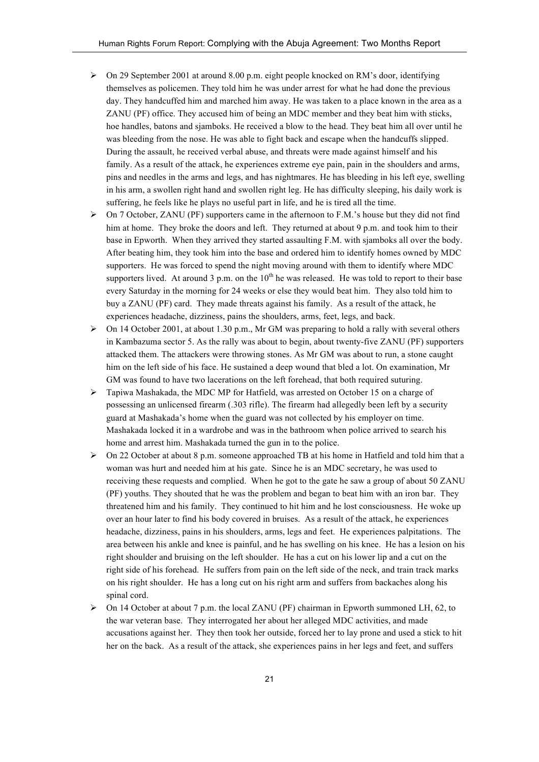- On 29 September 2001 at around 8.00 p.m. eight people knocked on RM's door, identifying themselves as policemen. They told him he was under arrest for what he had done the previous day. They handcuffed him and marched him away. He was taken to a place known in the area as a ZANU (PF) office. They accused him of being an MDC member and they beat him with sticks, hoe handles, batons and sjamboks. He received a blow to the head. They beat him all over until he was bleeding from the nose. He was able to fight back and escape when the handcuffs slipped. During the assault, he received verbal abuse, and threats were made against himself and his family. As a result of the attack, he experiences extreme eye pain, pain in the shoulders and arms, pins and needles in the arms and legs, and has nightmares. He has bleeding in his left eye, swelling in his arm, a swollen right hand and swollen right leg. He has difficulty sleeping, his daily work is suffering, he feels like he plays no useful part in life, and he is tired all the time.
- On 7 October, ZANU (PF) supporters came in the afternoon to F.M.'s house but they did not find him at home. They broke the doors and left. They returned at about 9 p.m. and took him to their base in Epworth. When they arrived they started assaulting F.M. with sjamboks all over the body. After beating him, they took him into the base and ordered him to identify homes owned by MDC supporters. He was forced to spend the night moving around with them to identify where MDC supporters lived. At around 3 p.m. on the 10th he was released. He was told to report to their base every Saturday in the morning for 24 weeks or else they would beat him. They also told him to buy a ZANU (PF) card. They made threats against his family. As a result of the attack, he experiences headache, dizziness, pains the shoulders, arms, feet, legs, and back.
- On 14 October 2001, at about 1.30 p.m., Mr GM was preparing to hold a rally with several others in Kambazuma sector 5. As the rally was about to begin, about twenty-five ZANU (PF) supporters attacked them. The attackers were throwing stones. As Mr GM was about to run, a stone caught him on the left side of his face. He sustained a deep wound that bled a lot. On examination, Mr GM was found to have two lacerations on the left forehead, that both required suturing.
- Tapiwa Mashakada, the MDC MP for Hatfield, was arrested on October 15 on a charge of possessing an unlicensed firearm (.303 rifle). The firearm had allegedly been left by a security guard at Mashakada's home when the guard was not collected by his employer on time. Mashakada locked it in a wardrobe and was in the bathroom when police arrived to search his home and arrest him. Mashakada turned the gun in to the police.
- On 22 October at about 8 p.m. someone approached TB at his home in Hatfield and told him that a woman was hurt and needed him at his gate. Since he is an MDC secretary, he was used to receiving these requests and complied. When he got to the gate he saw a group of about 50 ZANU (PF) youths. They shouted that he was the problem and began to beat him with an iron bar. They threatened him and his family. They continued to hit him and he lost consciousness. He woke up over an hour later to find his body covered in bruises. As a result of the attack, he experiences headache, dizziness, pains in his shoulders, arms, legs and feet. He experiences palpitations. The area between his ankle and knee is painful, and he has swelling on his knee. He has a lesion on his right shoulder and bruising on the left shoulder. He has a cut on his lower lip and a cut on the right side of his forehead. He suffers from pain on the left side of the neck, and train track marks on his right shoulder. He has a long cut on his right arm and suffers from backaches along his spinal cord.
- On 14 October at about 7 p.m. the local ZANU (PF) chairman in Epworth summoned LH, 62, to the war veteran base. They interrogated her about her alleged MDC activities, and made accusations against her. They then took her outside, forced her to lay prone and used a stick to hit her on the back. As a result of the attack, she experiences pains in her legs and feet, and suffers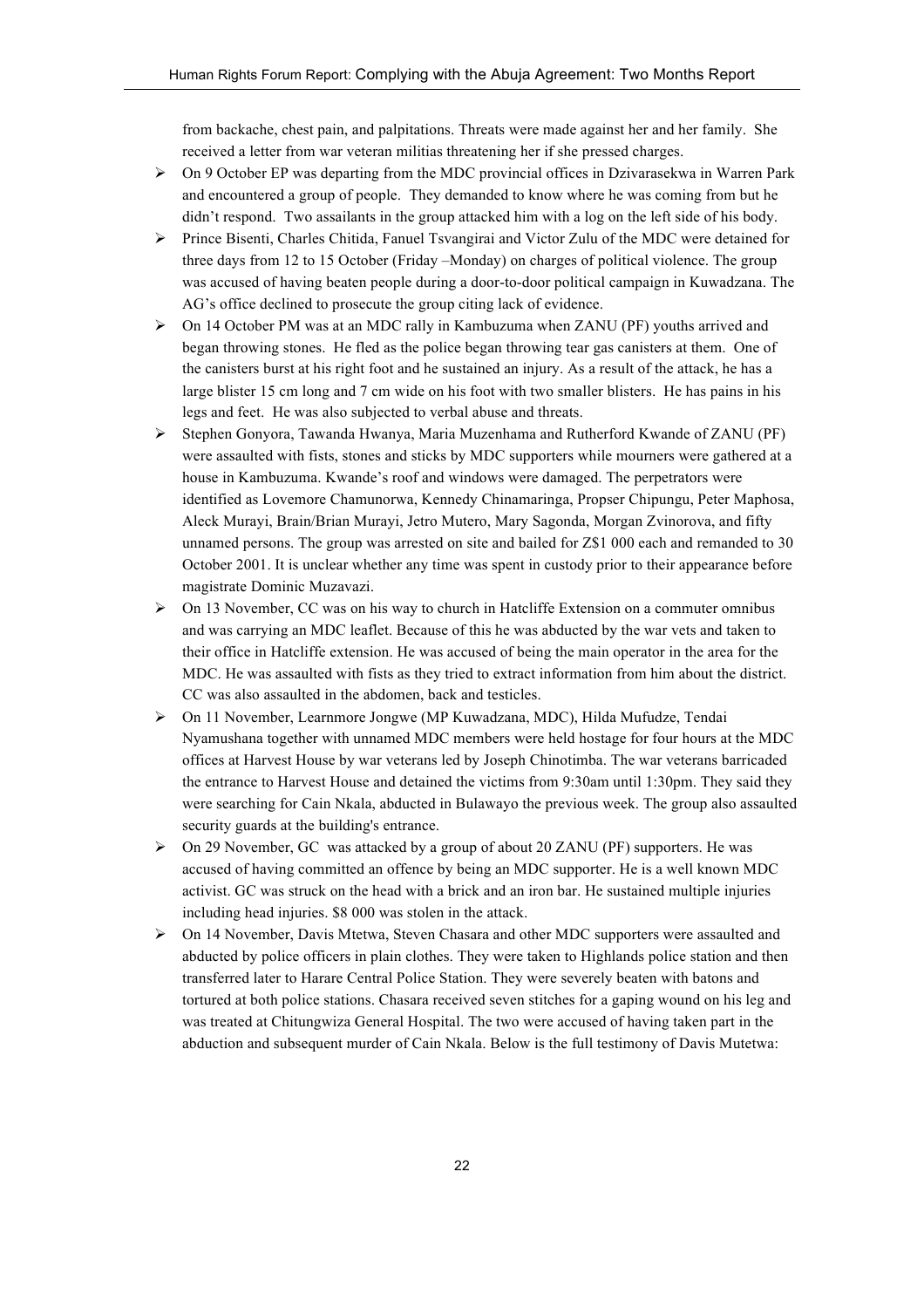from backache, chest pain, and palpitations. Threats were made against her and her family. She received a letter from war veteran militias threatening her if she pressed charges.

- On 9 October EP was departing from the MDC provincial offices in Dzivarasekwa in Warren Park and encountered a group of people. They demanded to know where he was coming from but he didn't respond. Two assailants in the group attacked him with a log on the left side of his body.
- Prince Bisenti, Charles Chitida, Fanuel Tsvangirai and Victor Zulu of the MDC were detained for three days from 12 to 15 October (Friday –Monday) on charges of political violence. The group was accused of having beaten people during a door-to-door political campaign in Kuwadzana. The AG's office declined to prosecute the group citing lack of evidence.
- On 14 October PM was at an MDC rally in Kambuzuma when ZANU (PF) youths arrived and began throwing stones. He fled as the police began throwing tear gas canisters at them. One of the canisters burst at his right foot and he sustained an injury. As a result of the attack, he has a large blister 15 cm long and 7 cm wide on his foot with two smaller blisters. He has pains in his legs and feet. He was also subjected to verbal abuse and threats.
- Stephen Gonyora, Tawanda Hwanya, Maria Muzenhama and Rutherford Kwande of ZANU (PF) were assaulted with fists, stones and sticks by MDC supporters while mourners were gathered at a house in Kambuzuma. Kwande's roof and windows were damaged. The perpetrators were identified as Lovemore Chamunorwa, Kennedy Chinamaringa, Propser Chipungu, Peter Maphosa, Aleck Murayi, Brain/Brian Murayi, Jetro Mutero, Mary Sagonda, Morgan Zvinorova, and fifty unnamed persons. The group was arrested on site and bailed for Z$1 000 each and remanded to 30 October 2001. It is unclear whether any time was spent in custody prior to their appearance before magistrate Dominic Muzavazi.
- On 13 November, CC was on his way to church in Hatcliffe Extension on a commuter omnibus and was carrying an MDC leaflet. Because of this he was abducted by the war vets and taken to their office in Hatcliffe extension. He was accused of being the main operator in the area for the MDC. He was assaulted with fists as they tried to extract information from him about the district. CC was also assaulted in the abdomen, back and testicles.
- On 11 November, Learnmore Jongwe (MP Kuwadzana, MDC), Hilda Mufudze, Tendai Nyamushana together with unnamed MDC members were held hostage for four hours at the MDC offices at Harvest House by war veterans led by Joseph Chinotimba. The war veterans barricaded the entrance to Harvest House and detained the victims from 9:30am until 1:30pm. They said they were searching for Cain Nkala, abducted in Bulawayo the previous week. The group also assaulted security guards at the building's entrance.
- On 29 November, GC was attacked by a group of about 20 ZANU (PF) supporters. He was accused of having committed an offence by being an MDC supporter. He is a well known MDC activist. GC was struck on the head with a brick and an iron bar. He sustained multiple injuries including head injuries. $8 000 was stolen in the attack.
- On 14 November, Davis Mtetwa, Steven Chasara and other MDC supporters were assaulted and abducted by police officers in plain clothes. They were taken to Highlands police station and then transferred later to Harare Central Police Station. They were severely beaten with batons and tortured at both police stations. Chasara received seven stitches for a gaping wound on his leg and was treated at Chitungwiza General Hospital. The two were accused of having taken part in the abduction and subsequent murder of Cain Nkala. Below is the full testimony of Davis Mutetwa: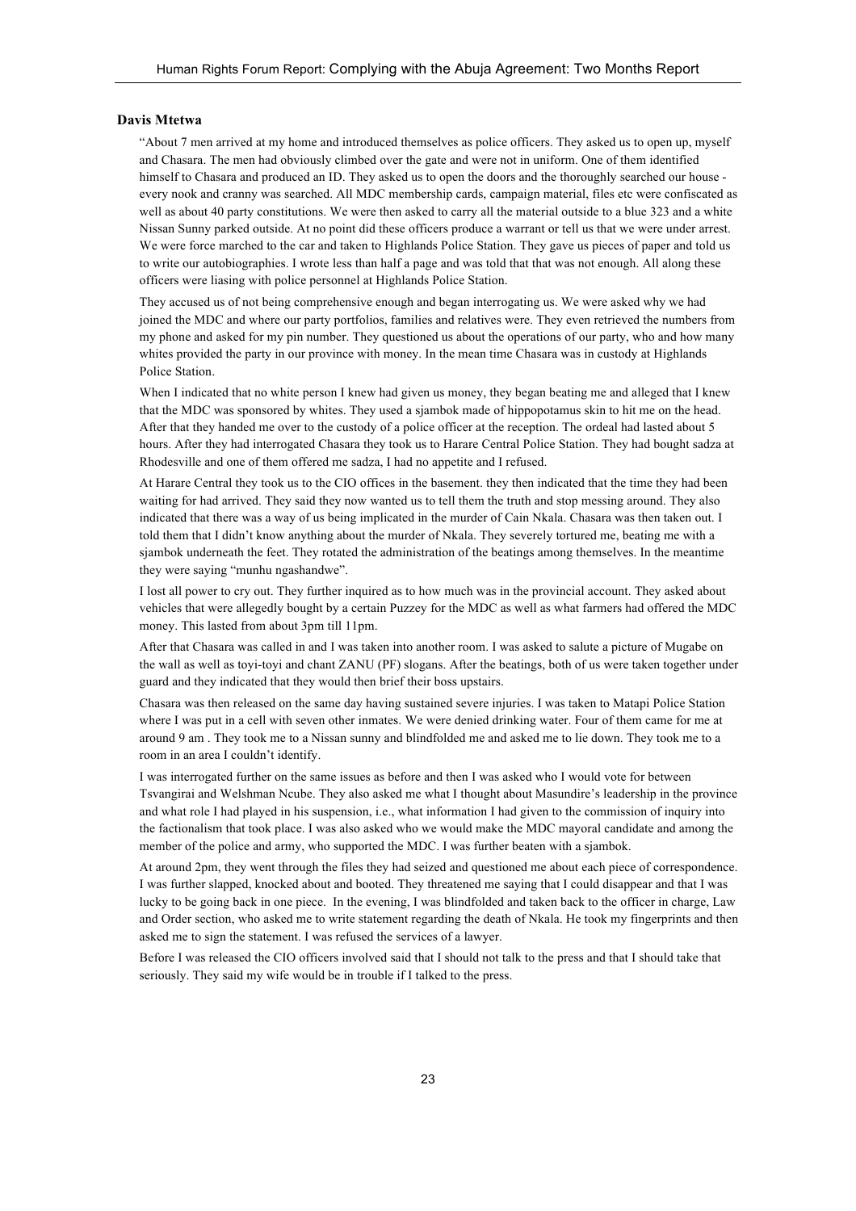**Davis Mtetwa**

"About 7 men arrived at my home and introduced themselves as police officers. They asked us to open up, myself and Chasara. The men had obviously climbed over the gate and were not in uniform. One of them identified himself to Chasara and produced an ID. They asked us to open the doors and the thoroughly searched our house - every nook and cranny was searched. All MDC membership cards, campaign material, files etc were confiscated as well as about 40 party constitutions. We were then asked to carry all the material outside to a blue 323 and a white Nissan Sunny parked outside. At no point did these officers produce a warrant or tell us that we were under arrest. We were force marched to the car and taken to Highlands Police Station. They gave us pieces of paper and told us to write our autobiographies. I wrote less than half a page and was told that that was not enough. All along these officers were liasing with police personnel at Highlands Police Station.

They accused us of not being comprehensive enough and began interrogating us. We were asked why we had joined the MDC and where our party portfolios, families and relatives were. They even retrieved the numbers from my phone and asked for my pin number. They questioned us about the operations of our party, who and how many whites provided the party in our province with money. In the mean time Chasara was in custody at Highlands Police Station.

When I indicated that no white person I knew had given us money, they began beating me and alleged that I knew that the MDC was sponsored by whites. They used a sjambok made of hippopotamus skin to hit me on the head. After that they handed me over to the custody of a police officer at the reception. The ordeal had lasted about 5 hours. After they had interrogated Chasara they took us to Harare Central Police Station. They had bought sadza at Rhodesville and one of them offered me sadza, I had no appetite and I refused.

At Harare Central they took us to the CIO offices in the basement. they then indicated that the time they had been waiting for had arrived. They said they now wanted us to tell them the truth and stop messing around. They also indicated that there was a way of us being implicated in the murder of Cain Nkala. Chasara was then taken out. I told them that I didn't know anything about the murder of Nkala. They severely tortured me, beating me with a sjambok underneath the feet. They rotated the administration of the beatings among themselves. In the meantime they were saying "munhu ngashandwe".

I lost all power to cry out. They further inquired as to how much was in the provincial account. They asked about vehicles that were allegedly bought by a certain Puzzey for the MDC as well as what farmers had offered the MDC money. This lasted from about 3pm till 11pm.

After that Chasara was called in and I was taken into another room. I was asked to salute a picture of Mugabe on the wall as well as toyi-toyi and chant ZANU (PF) slogans. After the beatings, both of us were taken together under guard and they indicated that they would then brief their boss upstairs.

Chasara was then released on the same day having sustained severe injuries. I was taken to Matapi Police Station where I was put in a cell with seven other inmates. We were denied drinking water. Four of them came for me at around 9 am . They took me to a Nissan sunny and blindfolded me and asked me to lie down. They took me to a room in an area I couldn't identify.

I was interrogated further on the same issues as before and then I was asked who I would vote for between Tsvangirai and Welshman Ncube. They also asked me what I thought about Masundire's leadership in the province and what role I had played in his suspension, i.e., what information I had given to the commission of inquiry into the factionalism that took place. I was also asked who we would make the MDC mayoral candidate and among the member of the police and army, who supported the MDC. I was further beaten with a sjambok.

At around 2pm, they went through the files they had seized and questioned me about each piece of correspondence. I was further slapped, knocked about and booted. They threatened me saying that I could disappear and that I was lucky to be going back in one piece. In the evening, I was blindfolded and taken back to the officer in charge, Law and Order section, who asked me to write statement regarding the death of Nkala. He took my fingerprints and then asked me to sign the statement. I was refused the services of a lawyer.

Before I was released the CIO officers involved said that I should not talk to the press and that I should take that seriously. They said my wife would be in trouble if I talked to the press.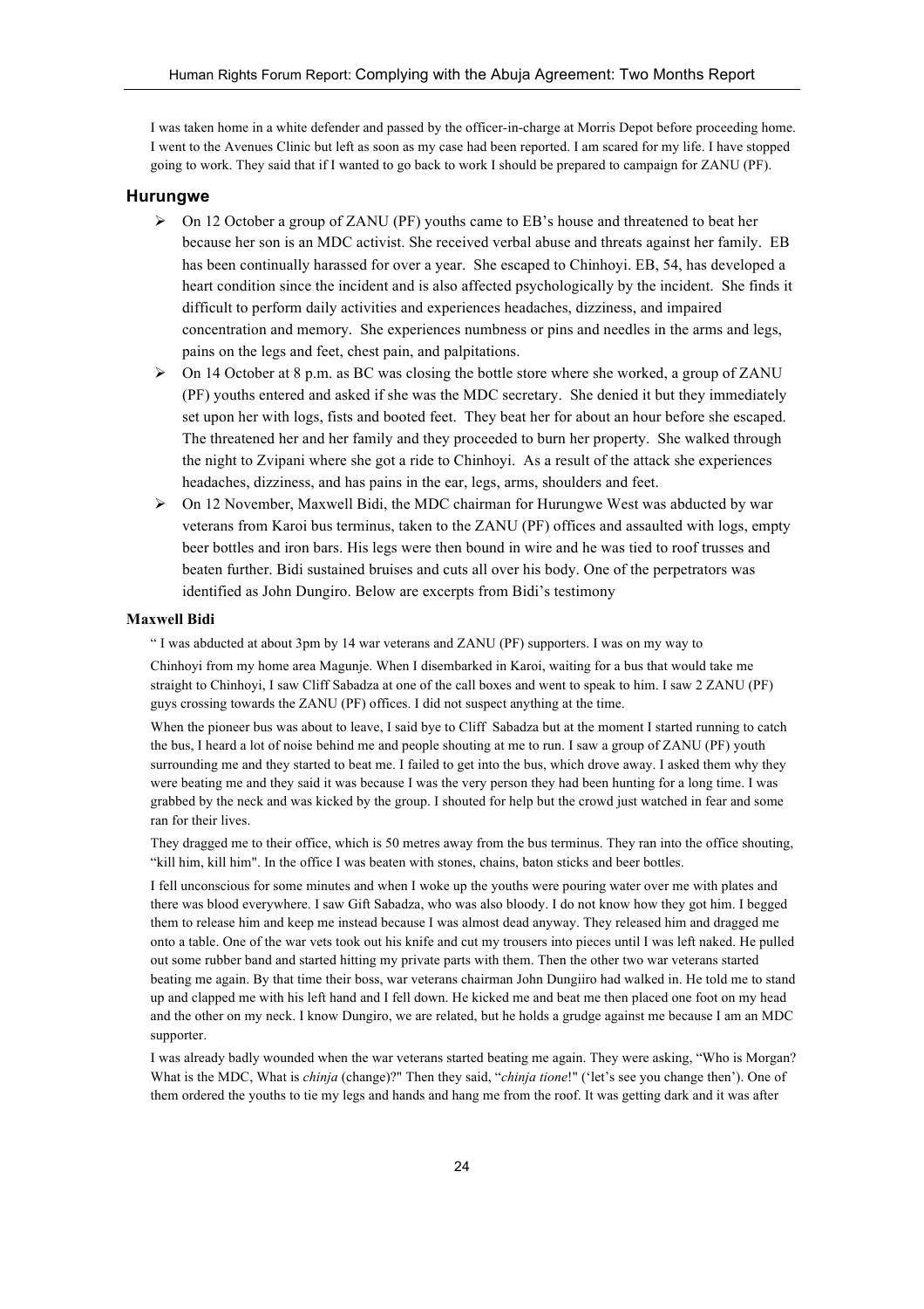I was taken home in a white defender and passed by the officer-in-charge at Morris Depot before proceeding home. I went to the Avenues Clinic but left as soon as my case had been reported. I am scared for my life. I have stopped going to work. They said that if I wanted to go back to work I should be prepared to campaign for ZANU (PF).

### Hurungwe

- On 12 October a group of ZANU (PF) youths came to EB's house and threatened to beat her because her son is an MDC activist. She received verbal abuse and threats against her family. EB has been continually harassed for over a year. She escaped to Chinhoyi. EB, 54, has developed a heart condition since the incident and is also affected psychologically by the incident. She finds it difficult to perform daily activities and experiences headaches, dizziness, and impaired concentration and memory. She experiences numbness or pins and needles in the arms and legs, pains on the legs and feet, chest pain, and palpitations.
- On 14 October at 8 p.m. as BC was closing the bottle store where she worked, a group of ZANU (PF) youths entered and asked if she was the MDC secretary. She denied it but they immediately set upon her with logs, fists and booted feet. They beat her for about an hour before she escaped. The threatened her and her family and they proceeded to burn her property. She walked through the night to Zvipani where she got a ride to Chinhoyi. As a result of the attack she experiences headaches, dizziness, and has pains in the ear, legs, arms, shoulders and feet.
- On 12 November, Maxwell Bidi, the MDC chairman for Hurungwe West was abducted by war veterans from Karoi bus terminus, taken to the ZANU (PF) offices and assaulted with logs, empty beer bottles and iron bars. His legs were then bound in wire and he was tied to roof trusses and beaten further. Bidi sustained bruises and cuts all over his body. One of the perpetrators was identified as John Dungiro. Below are excerpts from Bidi's testimony

**Maxwell Bidi**

" I was abducted at about 3pm by 14 war veterans and ZANU (PF) supporters. I was on my way to Chinhoyi from my home area Magunje. When I disembarked in Karoi, waiting for a bus that would take me straight to Chinhoyi, I saw Cliff Sabadza at one of the call boxes and went to speak to him. I saw 2 ZANU (PF) guys crossing towards the ZANU (PF) offices. I did not suspect anything at the time.

When the pioneer bus was about to leave, I said bye to Cliff Sabadza but at the moment I started running to catch the bus, I heard a lot of noise behind me and people shouting at me to run. I saw a group of ZANU (PF) youth surrounding me and they started to beat me. I failed to get into the bus, which drove away. I asked them why they were beating me and they said it was because I was the very person they had been hunting for a long time. I was grabbed by the neck and was kicked by the group. I shouted for help but the crowd just watched in fear and some ran for their lives.

They dragged me to their office, which is 50 metres away from the bus terminus. They ran into the office shouting, "kill him, kill him". In the office I was beaten with stones, chains, baton sticks and beer bottles.

I fell unconscious for some minutes and when I woke up the youths were pouring water over me with plates and there was blood everywhere. I saw Gift Sabadza, who was also bloody. I do not know how they got him. I begged them to release him and keep me instead because I was almost dead anyway. They released him and dragged me onto a table. One of the war vets took out his knife and cut my trousers into pieces until I was left naked. He pulled out some rubber band and started hitting my private parts with them. Then the other two war veterans started beating me again. By that time their boss, war veterans chairman John Dungiiro had walked in. He told me to stand up and clapped me with his left hand and I fell down. He kicked me and beat me then placed one foot on my head and the other on my neck. I know Dungiro, we are related, but he holds a grudge against me because I am an MDC supporter.

I was already badly wounded when the war veterans started beating me again. They were asking, "Who is Morgan? What is the MDC, What is *chinja* (change)?" Then they said, "*chinja tione*!" ('let's see you change then'). One of them ordered the youths to tie my legs and hands and hang me from the roof. It was getting dark and it was after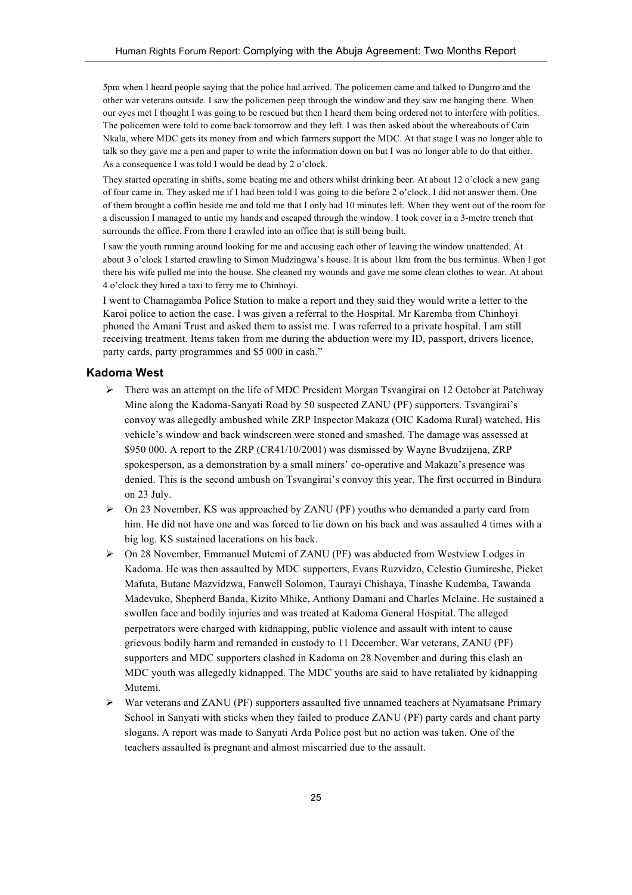5pm when I heard people saying that the police had arrived. The policemen came and talked to Dungiro and the other war veterans outside. I saw the policemen peep through the window and they saw me hanging there. When our eyes met I thought I was going to be rescued but then I heard them being ordered not to interfere with politics. The policemen were told to come back tomorrow and they left. I was then asked about the whereabouts of Cain Nkala, where MDC gets its money from and which farmers support the MDC. At that stage I was no longer able to talk so they gave me a pen and paper to write the information down on but I was no longer able to do that either. As a consequence I was told I would be dead by 2 o'clock.

They started operating in shifts, some beating me and others whilst drinking beer. At about 12 o'clock a new gang of four came in. They asked me if I had been told I was going to die before 2 o'clock. I did not answer them. One of them brought a coffin beside me and told me that I only had 10 minutes left. When they went out of the room for a discussion I managed to untie my hands and escaped through the window. I took cover in a 3-metre trench that surrounds the office. From there I crawled into an office that is still being built.

I saw the youth running around looking for me and accusing each other of leaving the window unattended. At about 3 o'clock I started crawling to Simon Mudzingwa's house. It is about 1km from the bus terminus. When I got there his wife pulled me into the house. She cleaned my wounds and gave me some clean clothes to wear. At about 4 o'clock they hired a taxi to ferry me to Chinhoyi.

I went to Chamagamba Police Station to make a report and they said they would write a letter to the Karoi police to action the case. I was given a referral to the Hospital. Mr Karemba from Chinhoyi phoned the Amani Trust and asked them to assist me. I was referred to a private hospital. I am still receiving treatment. Items taken from me during the abduction were my ID, passport, drivers licence, party cards, party programmes and $5 000 in cash."

## Kadoma West

- There was an attempt on the life of MDC President Morgan Tsvangirai on 12 October at Patchway Mine along the Kadoma-Sanyati Road by 50 suspected ZANU (PF) supporters. Tsvangirai's convoy was allegedly ambushed while ZRP Inspector Makaza (OIC Kadoma Rural) watched. His vehicle's window and back windscreen were stoned and smashed. The damage was assessed at $950 000. A report to the ZRP (CR41/10/2001) was dismissed by Wayne Bvudzijena, ZRP spokesperson, as a demonstration by a small miners' co-operative and Makaza's presence was denied. This is the second ambush on Tsvangirai's convoy this year. The first occurred in Bindura on 23 July.
- On 23 November, KS was approached by ZANU (PF) youths who demanded a party card from him. He did not have one and was forced to lie down on his back and was assaulted 4 times with a big log. KS sustained lacerations on his back.
- On 28 November, Emmanuel Mutemi of ZANU (PF) was abducted from Westview Lodges in Kadoma. He was then assaulted by MDC supporters, Evans Ruzvidzo, Celestio Gumireshe, Picket Mafuta, Butane Mazvidzwa, Fanwell Solomon, Taurayi Chishaya, Tinashe Kudemba, Tawanda Madevuko, Shepherd Banda, Kizito Mhike, Anthony Damani and Charles Mclaine. He sustained a swollen face and bodily injuries and was treated at Kadoma General Hospital. The alleged perpetrators were charged with kidnapping, public violence and assault with intent to cause grievous bodily harm and remanded in custody to 11 December. War veterans, ZANU (PF) supporters and MDC supporters clashed in Kadoma on 28 November and during this clash an MDC youth was allegedly kidnapped. The MDC youths are said to have retaliated by kidnapping Mutemi.
- War veterans and ZANU (PF) supporters assaulted five unnamed teachers at Nyamatsane Primary School in Sanyati with sticks when they failed to produce ZANU (PF) party cards and chant party slogans. A report was made to Sanyati Arda Police post but no action was taken. One of the teachers assaulted is pregnant and almost miscarried due to the assault.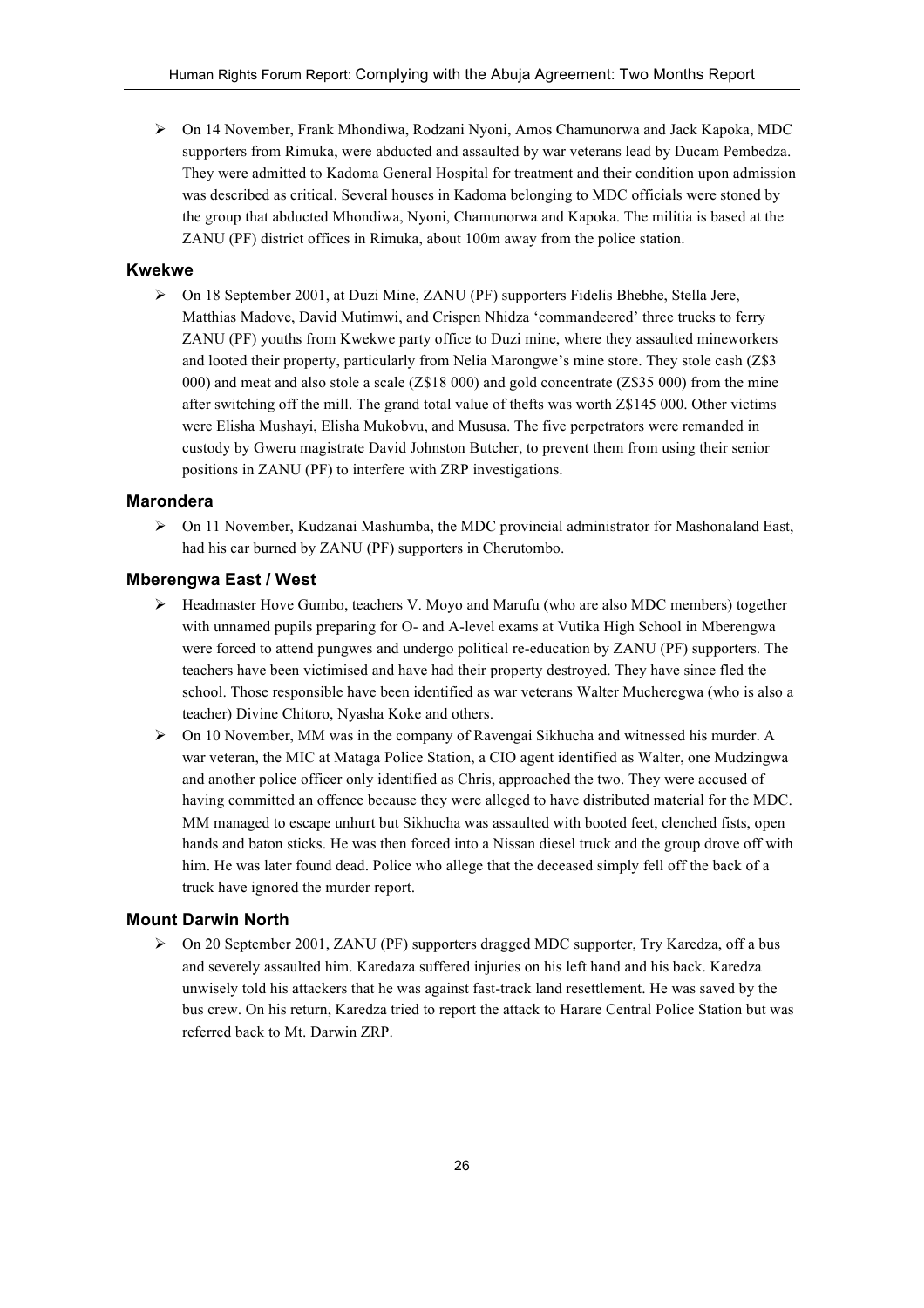- On 14 November, Frank Mhondiwa, Rodzani Nyoni, Amos Chamunorwa and Jack Kapoka, MDC supporters from Rimuka, were abducted and assaulted by war veterans lead by Ducam Pembedza. They were admitted to Kadoma General Hospital for treatment and their condition upon admission was described as critical. Several houses in Kadoma belonging to MDC officials were stoned by the group that abducted Mhondiwa, Nyoni, Chamunorwa and Kapoka. The militia is based at the ZANU (PF) district offices in Rimuka, about 100m away from the police station.

### Kwekwe

- On 18 September 2001, at Duzi Mine, ZANU (PF) supporters Fidelis Bhebhe, Stella Jere, Matthias Madove, David Mutimwi, and Crispen Nhidza 'commandeered' three trucks to ferry ZANU (PF) youths from Kwekwe party office to Duzi mine, where they assaulted mineworkers and looted their property, particularly from Nelia Marongwe's mine store. They stole cash (Z$3 000) and meat and also stole a scale (Z$18 000) and gold concentrate (Z$35 000) from the mine after switching off the mill. The grand total value of thefts was worth Z$145 000. Other victims were Elisha Mushayi, Elisha Mukobvu, and Mususa. The five perpetrators were remanded in custody by Gweru magistrate David Johnston Butcher, to prevent them from using their senior positions in ZANU (PF) to interfere with ZRP investigations.

### Marondera

- On 11 November, Kudzanai Mashumba, the MDC provincial administrator for Mashonaland East, had his car burned by ZANU (PF) supporters in Cherutombo.

### Mberengwa East / West

- Headmaster Hove Gumbo, teachers V. Moyo and Marufu (who are also MDC members) together with unnamed pupils preparing for O- and A-level exams at Vutika High School in Mberengwa were forced to attend pungwes and undergo political re-education by ZANU (PF) supporters. The teachers have been victimised and have had their property destroyed. They have since fled the school. Those responsible have been identified as war veterans Walter Mucheregwa (who is also a teacher) Divine Chitoro, Nyasha Koke and others.
- On 10 November, MM was in the company of Ravengai Sikhucha and witnessed his murder. A war veteran, the MIC at Mataga Police Station, a CIO agent identified as Walter, one Mudzingwa and another police officer only identified as Chris, approached the two. They were accused of having committed an offence because they were alleged to have distributed material for the MDC. MM managed to escape unhurt but Sikhucha was assaulted with booted feet, clenched fists, open hands and baton sticks. He was then forced into a Nissan diesel truck and the group drove off with him. He was later found dead. Police who allege that the deceased simply fell off the back of a truck have ignored the murder report.

### Mount Darwin North

- On 20 September 2001, ZANU (PF) supporters dragged MDC supporter, Try Karedza, off a bus and severely assaulted him. Karedaza suffered injuries on his left hand and his back. Karedza unwisely told his attackers that he was against fast-track land resettlement. He was saved by the bus crew. On his return, Karedza tried to report the attack to Harare Central Police Station but was referred back to Mt. Darwin ZRP.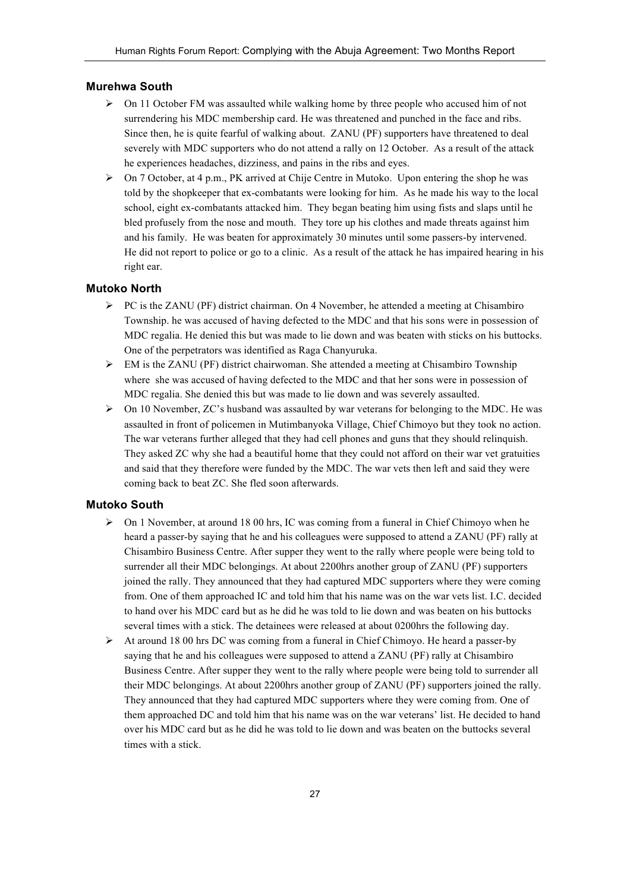## Murehwa South

- On 11 October FM was assaulted while walking home by three people who accused him of not surrendering his MDC membership card. He was threatened and punched in the face and ribs. Since then, he is quite fearful of walking about. ZANU (PF) supporters have threatened to deal severely with MDC supporters who do not attend a rally on 12 October. As a result of the attack he experiences headaches, dizziness, and pains in the ribs and eyes.
- On 7 October, at 4 p.m., PK arrived at Chije Centre in Mutoko. Upon entering the shop he was told by the shopkeeper that ex-combatants were looking for him. As he made his way to the local school, eight ex-combatants attacked him. They began beating him using fists and slaps until he bled profusely from the nose and mouth. They tore up his clothes and made threats against him and his family. He was beaten for approximately 30 minutes until some passers-by intervened. He did not report to police or go to a clinic. As a result of the attack he has impaired hearing in his right ear.

## Mutoko North

- PC is the ZANU (PF) district chairman. On 4 November, he attended a meeting at Chisambiro Township. he was accused of having defected to the MDC and that his sons were in possession of MDC regalia. He denied this but was made to lie down and was beaten with sticks on his buttocks. One of the perpetrators was identified as Raga Chanyuruka.
- EM is the ZANU (PF) district chairwoman. She attended a meeting at Chisambiro Township where she was accused of having defected to the MDC and that her sons were in possession of MDC regalia. She denied this but was made to lie down and was severely assaulted.
- On 10 November, ZC's husband was assaulted by war veterans for belonging to the MDC. He was assaulted in front of policemen in Mutimbanyoka Village, Chief Chimoyo but they took no action. The war veterans further alleged that they had cell phones and guns that they should relinquish. They asked ZC why she had a beautiful home that they could not afford on their war vet gratuities and said that they therefore were funded by the MDC. The war vets then left and said they were coming back to beat ZC. She fled soon afterwards.

## Mutoko South

- On 1 November, at around 18 00 hrs, IC was coming from a funeral in Chief Chimoyo when he heard a passer-by saying that he and his colleagues were supposed to attend a ZANU (PF) rally at Chisambiro Business Centre. After supper they went to the rally where people were being told to surrender all their MDC belongings. At about 2200hrs another group of ZANU (PF) supporters joined the rally. They announced that they had captured MDC supporters where they were coming from. One of them approached IC and told him that his name was on the war vets list. I.C. decided to hand over his MDC card but as he did he was told to lie down and was beaten on his buttocks several times with a stick. The detainees were released at about 0200hrs the following day.
- At around 18 00 hrs DC was coming from a funeral in Chief Chimoyo. He heard a passer-by saying that he and his colleagues were supposed to attend a ZANU (PF) rally at Chisambiro Business Centre. After supper they went to the rally where people were being told to surrender all their MDC belongings. At about 2200hrs another group of ZANU (PF) supporters joined the rally. They announced that they had captured MDC supporters where they were coming from. One of them approached DC and told him that his name was on the war veterans' list. He decided to hand over his MDC card but as he did he was told to lie down and was beaten on the buttocks several times with a stick.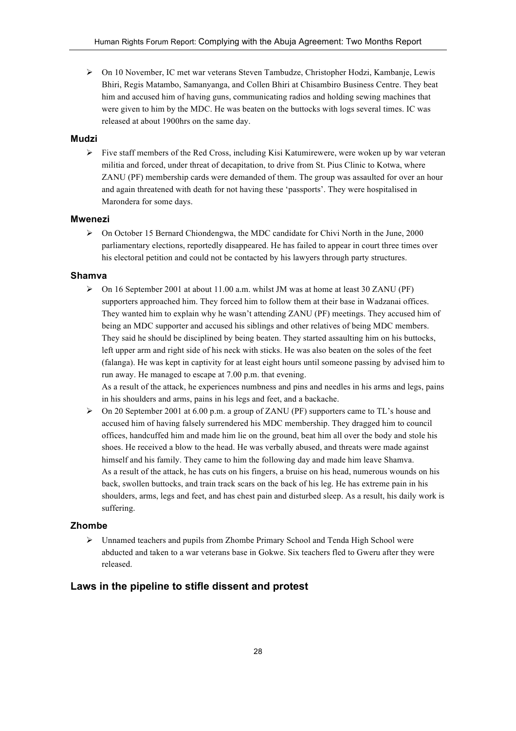- On 10 November, IC met war veterans Steven Tambudze, Christopher Hodzi, Kambanje, Lewis Bhiri, Regis Matambo, Samanyanga, and Collen Bhiri at Chisambiro Business Centre. They beat him and accused him of having guns, communicating radios and holding sewing machines that were given to him by the MDC. He was beaten on the buttocks with logs several times. IC was released at about 1900hrs on the same day.

### Mudzi

- Five staff members of the Red Cross, including Kisi Katumirewere, were woken up by war veteran militia and forced, under threat of decapitation, to drive from St. Pius Clinic to Kotwa, where ZANU (PF) membership cards were demanded of them. The group was assaulted for over an hour and again threatened with death for not having these 'passports'. They were hospitalised in Marondera for some days.

### Mwenezi

- On October 15 Bernard Chiondengwa, the MDC candidate for Chivi North in the June, 2000 parliamentary elections, reportedly disappeared. He has failed to appear in court three times over his electoral petition and could not be contacted by his lawyers through party structures.

### Shamva

- On 16 September 2001 at about 11.00 a.m. whilst JM was at home at least 30 ZANU (PF) supporters approached him. They forced him to follow them at their base in Wadzanai offices. They wanted him to explain why he wasn't attending ZANU (PF) meetings. They accused him of being an MDC supporter and accused his siblings and other relatives of being MDC members. They said he should be disciplined by being beaten. They started assaulting him on his buttocks, left upper arm and right side of his neck with sticks. He was also beaten on the soles of the feet (falanga). He was kept in captivity for at least eight hours until someone passing by advised him to run away. He managed to escape at 7.00 p.m. that evening.
  As a result of the attack, he experiences numbness and pins and needles in his arms and legs, pains in his shoulders and arms, pains in his legs and feet, and a backache.
- On 20 September 2001 at 6.00 p.m. a group of ZANU (PF) supporters came to TL's house and accused him of having falsely surrendered his MDC membership. They dragged him to council offices, handcuffed him and made him lie on the ground, beat him all over the body and stole his shoes. He received a blow to the head. He was verbally abused, and threats were made against himself and his family. They came to him the following day and made him leave Shamva.
  As a result of the attack, he has cuts on his fingers, a bruise on his head, numerous wounds on his back, swollen buttocks, and train track scars on the back of his leg. He has extreme pain in his shoulders, arms, legs and feet, and has chest pain and disturbed sleep. As a result, his daily work is suffering.

### Zhombe

- Unnamed teachers and pupils from Zhombe Primary School and Tenda High School were abducted and taken to a war veterans base in Gokwe. Six teachers fled to Gweru after they were released.

## Laws in the pipeline to stifle dissent and protest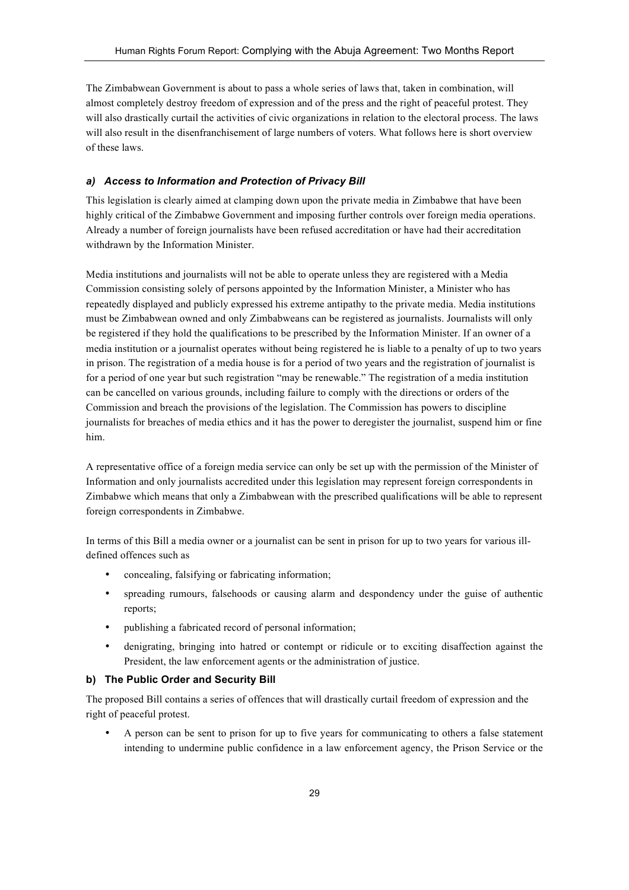The Zimbabwean Government is about to pass a whole series of laws that, taken in combination, will almost completely destroy freedom of expression and of the press and the right of peaceful protest. They will also drastically curtail the activities of civic organizations in relation to the electoral process. The laws will also result in the disenfranchisement of large numbers of voters. What follows here is short overview of these laws.

### *a) Access to Information and Protection of Privacy Bill*

This legislation is clearly aimed at clamping down upon the private media in Zimbabwe that have been highly critical of the Zimbabwe Government and imposing further controls over foreign media operations. Already a number of foreign journalists have been refused accreditation or have had their accreditation withdrawn by the Information Minister.

Media institutions and journalists will not be able to operate unless they are registered with a Media Commission consisting solely of persons appointed by the Information Minister, a Minister who has repeatedly displayed and publicly expressed his extreme antipathy to the private media. Media institutions must be Zimbabwean owned and only Zimbabweans can be registered as journalists. Journalists will only be registered if they hold the qualifications to be prescribed by the Information Minister. If an owner of a media institution or a journalist operates without being registered he is liable to a penalty of up to two years in prison. The registration of a media house is for a period of two years and the registration of journalist is for a period of one year but such registration "may be renewable." The registration of a media institution can be cancelled on various grounds, including failure to comply with the directions or orders of the Commission and breach the provisions of the legislation. The Commission has powers to discipline journalists for breaches of media ethics and it has the power to deregister the journalist, suspend him or fine him.

A representative office of a foreign media service can only be set up with the permission of the Minister of Information and only journalists accredited under this legislation may represent foreign correspondents in Zimbabwe which means that only a Zimbabwean with the prescribed qualifications will be able to represent foreign correspondents in Zimbabwe.

In terms of this Bill a media owner or a journalist can be sent in prison for up to two years for various ill-defined offences such as

- concealing, falsifying or fabricating information;
- spreading rumours, falsehoods or causing alarm and despondency under the guise of authentic reports;
- publishing a fabricated record of personal information;
- denigrating, bringing into hatred or contempt or ridicule or to exciting disaffection against the President, the law enforcement agents or the administration of justice.

### b) The Public Order and Security Bill

The proposed Bill contains a series of offences that will drastically curtail freedom of expression and the right of peaceful protest.

- A person can be sent to prison for up to five years for communicating to others a false statement intending to undermine public confidence in a law enforcement agency, the Prison Service or the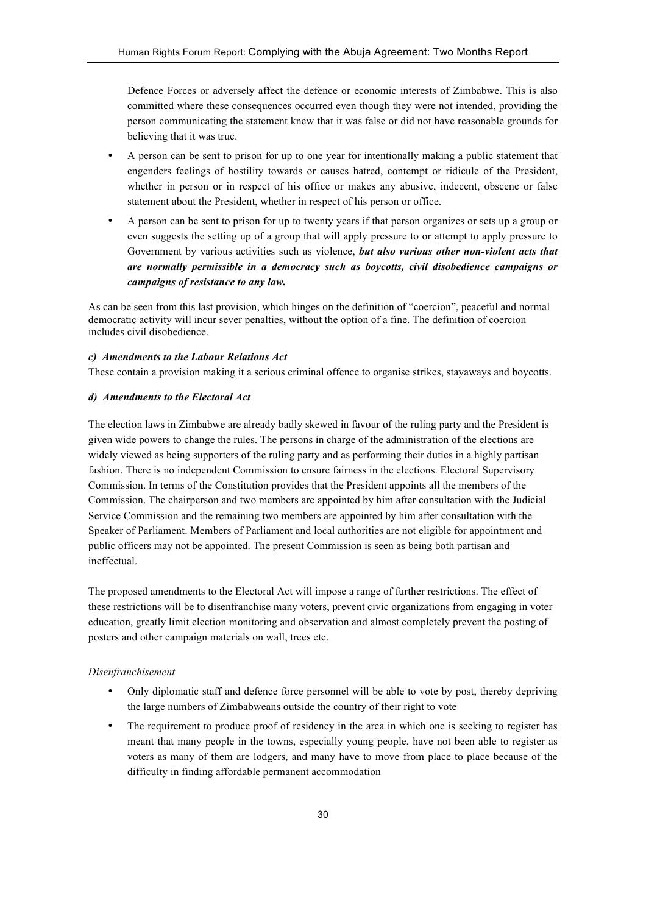Defence Forces or adversely affect the defence or economic interests of Zimbabwe. This is also committed where these consequences occurred even though they were not intended, providing the person communicating the statement knew that it was false or did not have reasonable grounds for believing that it was true.

- A person can be sent to prison for up to one year for intentionally making a public statement that engenders feelings of hostility towards or causes hatred, contempt or ridicule of the President, whether in person or in respect of his office or makes any abusive, indecent, obscene or false statement about the President, whether in respect of his person or office.
- A person can be sent to prison for up to twenty years if that person organizes or sets up a group or even suggests the setting up of a group that will apply pressure to or attempt to apply pressure to Government by various activities such as violence, ***but also various other non-violent acts that are normally permissible in a democracy such as boycotts, civil disobedience campaigns or campaigns of resistance to any law.***

As can be seen from this last provision, which hinges on the definition of "coercion", peaceful and normal democratic activity will incur sever penalties, without the option of a fine. The definition of coercion includes civil disobedience.

***c) Amendments to the Labour Relations Act***

These contain a provision making it a serious criminal offence to organise strikes, stayaways and boycotts.

***d) Amendments to the Electoral Act***

The election laws in Zimbabwe are already badly skewed in favour of the ruling party and the President is given wide powers to change the rules. The persons in charge of the administration of the elections are widely viewed as being supporters of the ruling party and as performing their duties in a highly partisan fashion. There is no independent Commission to ensure fairness in the elections. Electoral Supervisory Commission. In terms of the Constitution provides that the President appoints all the members of the Commission. The chairperson and two members are appointed by him after consultation with the Judicial Service Commission and the remaining two members are appointed by him after consultation with the Speaker of Parliament. Members of Parliament and local authorities are not eligible for appointment and public officers may not be appointed. The present Commission is seen as being both partisan and ineffectual.

The proposed amendments to the Electoral Act will impose a range of further restrictions. The effect of these restrictions will be to disenfranchise many voters, prevent civic organizations from engaging in voter education, greatly limit election monitoring and observation and almost completely prevent the posting of posters and other campaign materials on wall, trees etc.

*Disenfranchisement*

- Only diplomatic staff and defence force personnel will be able to vote by post, thereby depriving the large numbers of Zimbabweans outside the country of their right to vote
- The requirement to produce proof of residency in the area in which one is seeking to register has meant that many people in the towns, especially young people, have not been able to register as voters as many of them are lodgers, and many have to move from place to place because of the difficulty in finding affordable permanent accommodation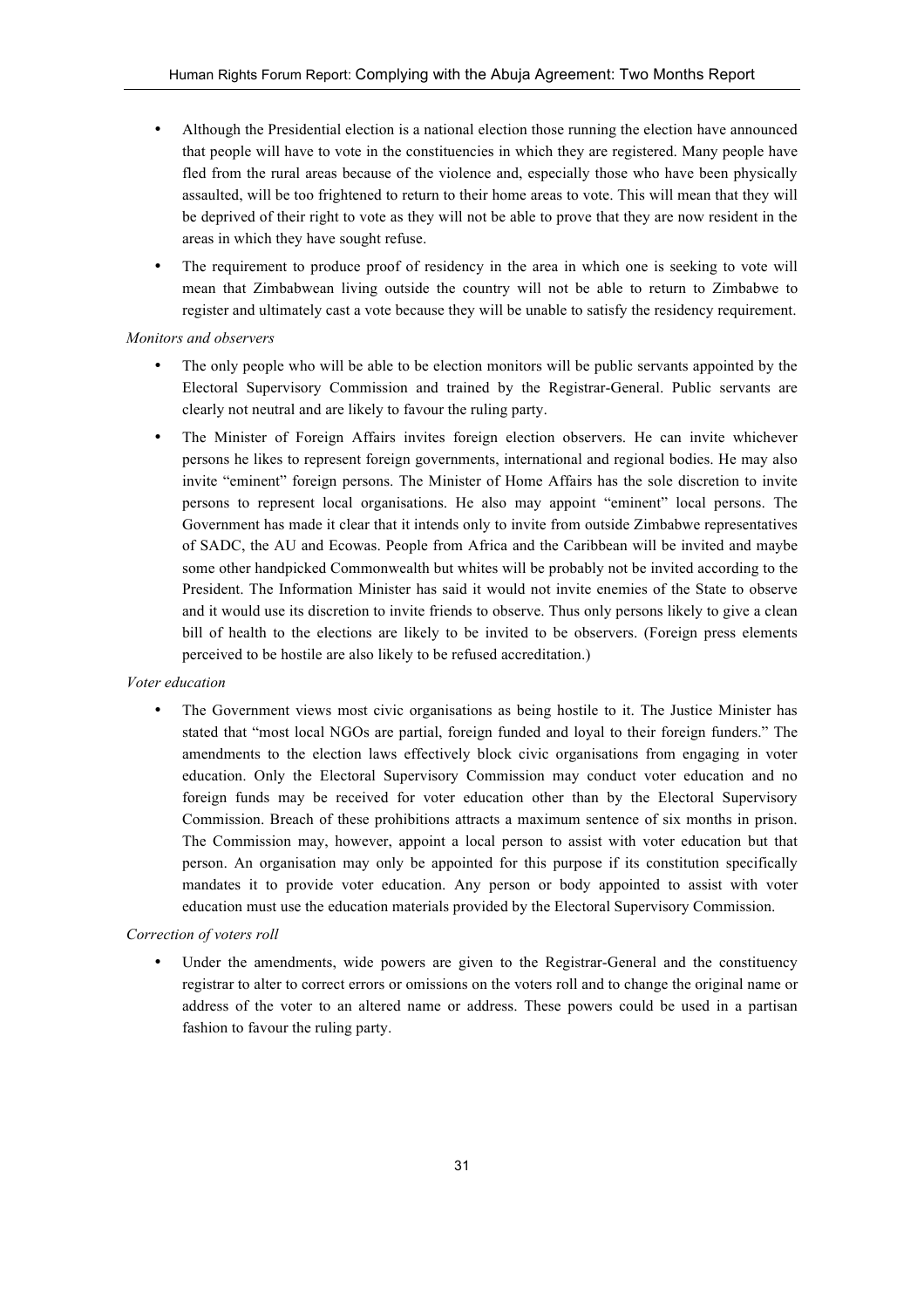- Although the Presidential election is a national election those running the election have announced that people will have to vote in the constituencies in which they are registered. Many people have fled from the rural areas because of the violence and, especially those who have been physically assaulted, will be too frightened to return to their home areas to vote. This will mean that they will be deprived of their right to vote as they will not be able to prove that they are now resident in the areas in which they have sought refuse.
- The requirement to produce proof of residency in the area in which one is seeking to vote will mean that Zimbabwean living outside the country will not be able to return to Zimbabwe to register and ultimately cast a vote because they will be unable to satisfy the residency requirement.

*Monitors and observers*

- The only people who will be able to be election monitors will be public servants appointed by the Electoral Supervisory Commission and trained by the Registrar-General. Public servants are clearly not neutral and are likely to favour the ruling party.
- The Minister of Foreign Affairs invites foreign election observers. He can invite whichever persons he likes to represent foreign governments, international and regional bodies. He may also invite "eminent" foreign persons. The Minister of Home Affairs has the sole discretion to invite persons to represent local organisations. He also may appoint "eminent" local persons. The Government has made it clear that it intends only to invite from outside Zimbabwe representatives of SADC, the AU and Ecowas. People from Africa and the Caribbean will be invited and maybe some other handpicked Commonwealth but whites will be probably not be invited according to the President. The Information Minister has said it would not invite enemies of the State to observe and it would use its discretion to invite friends to observe. Thus only persons likely to give a clean bill of health to the elections are likely to be invited to be observers. (Foreign press elements perceived to be hostile are also likely to be refused accreditation.)

*Voter education*

- The Government views most civic organisations as being hostile to it. The Justice Minister has stated that "most local NGOs are partial, foreign funded and loyal to their foreign funders." The amendments to the election laws effectively block civic organisations from engaging in voter education. Only the Electoral Supervisory Commission may conduct voter education and no foreign funds may be received for voter education other than by the Electoral Supervisory Commission. Breach of these prohibitions attracts a maximum sentence of six months in prison. The Commission may, however, appoint a local person to assist with voter education but that person. An organisation may only be appointed for this purpose if its constitution specifically mandates it to provide voter education. Any person or body appointed to assist with voter education must use the education materials provided by the Electoral Supervisory Commission.

*Correction of voters roll*

- Under the amendments, wide powers are given to the Registrar-General and the constituency registrar to alter to correct errors or omissions on the voters roll and to change the original name or address of the voter to an altered name or address. These powers could be used in a partisan fashion to favour the ruling party.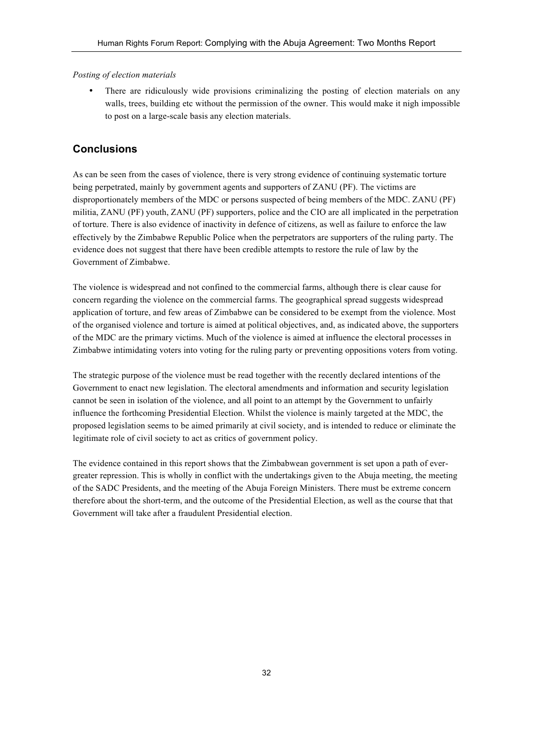*Posting of election materials*

- There are ridiculously wide provisions criminalizing the posting of election materials on any walls, trees, building etc without the permission of the owner. This would make it nigh impossible to post on a large-scale basis any election materials.

## Conclusions

As can be seen from the cases of violence, there is very strong evidence of continuing systematic torture being perpetrated, mainly by government agents and supporters of ZANU (PF). The victims are disproportionately members of the MDC or persons suspected of being members of the MDC. ZANU (PF) militia, ZANU (PF) youth, ZANU (PF) supporters, police and the CIO are all implicated in the perpetration of torture. There is also evidence of inactivity in defence of citizens, as well as failure to enforce the law effectively by the Zimbabwe Republic Police when the perpetrators are supporters of the ruling party. The evidence does not suggest that there have been credible attempts to restore the rule of law by the Government of Zimbabwe.

The violence is widespread and not confined to the commercial farms, although there is clear cause for concern regarding the violence on the commercial farms. The geographical spread suggests widespread application of torture, and few areas of Zimbabwe can be considered to be exempt from the violence. Most of the organised violence and torture is aimed at political objectives, and, as indicated above, the supporters of the MDC are the primary victims. Much of the violence is aimed at influence the electoral processes in Zimbabwe intimidating voters into voting for the ruling party or preventing oppositions voters from voting.

The strategic purpose of the violence must be read together with the recently declared intentions of the Government to enact new legislation. The electoral amendments and information and security legislation cannot be seen in isolation of the violence, and all point to an attempt by the Government to unfairly influence the forthcoming Presidential Election. Whilst the violence is mainly targeted at the MDC, the proposed legislation seems to be aimed primarily at civil society, and is intended to reduce or eliminate the legitimate role of civil society to act as critics of government policy.

The evidence contained in this report shows that the Zimbabwean government is set upon a path of ever-greater repression. This is wholly in conflict with the undertakings given to the Abuja meeting, the meeting of the SADC Presidents, and the meeting of the Abuja Foreign Ministers. There must be extreme concern therefore about the short-term, and the outcome of the Presidential Election, as well as the course that that Government will take after a fraudulent Presidential election.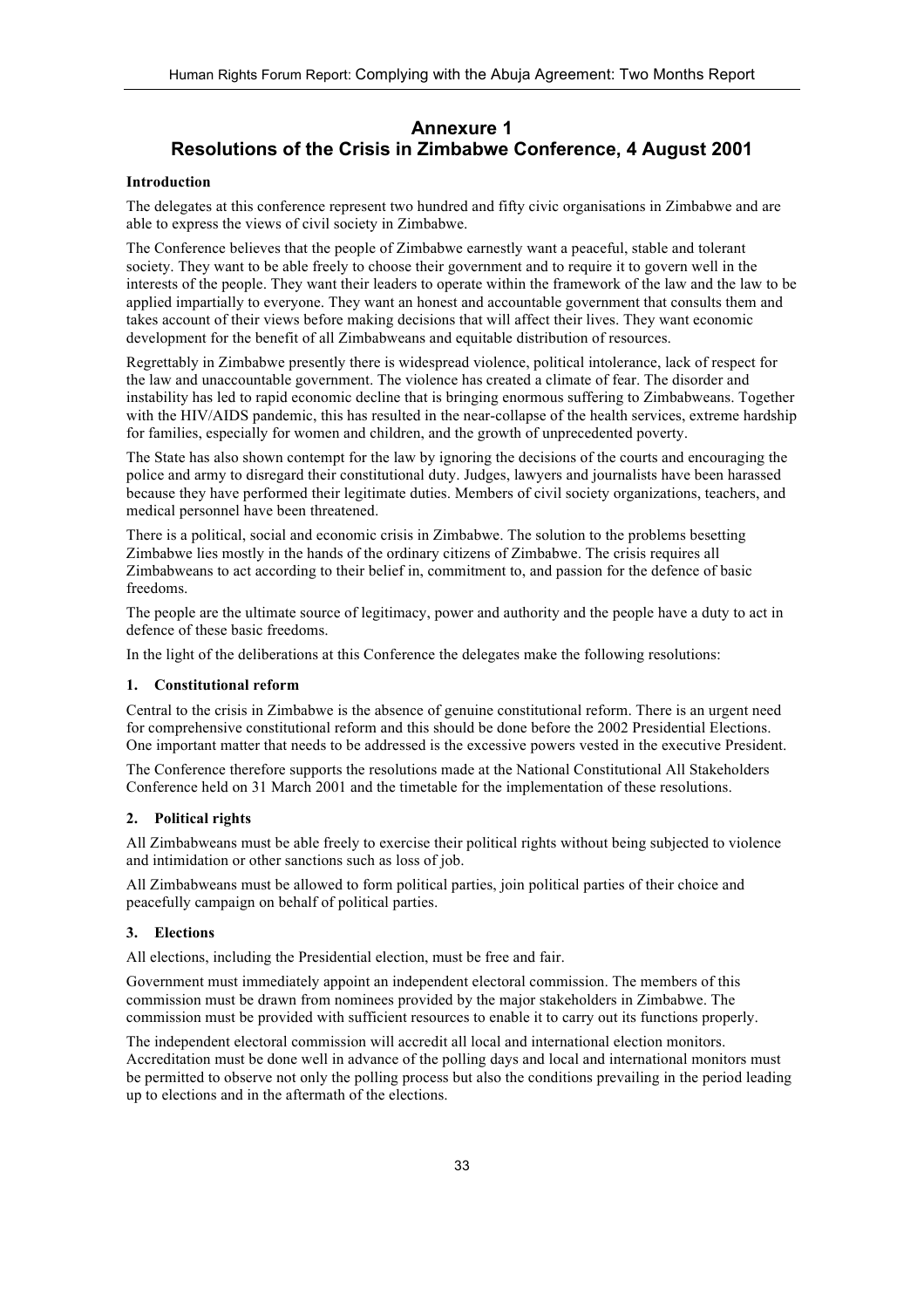# Annexure 1
## Resolutions of the Crisis in Zimbabwe Conference, 4 August 2001

**Introduction**

The delegates at this conference represent two hundred and fifty civic organisations in Zimbabwe and are able to express the views of civil society in Zimbabwe.

The Conference believes that the people of Zimbabwe earnestly want a peaceful, stable and tolerant society. They want to be able freely to choose their government and to require it to govern well in the interests of the people. They want their leaders to operate within the framework of the law and the law to be applied impartially to everyone. They want an honest and accountable government that consults them and takes account of their views before making decisions that will affect their lives. They want economic development for the benefit of all Zimbabweans and equitable distribution of resources.

Regrettably in Zimbabwe presently there is widespread violence, political intolerance, lack of respect for the law and unaccountable government. The violence has created a climate of fear. The disorder and instability has led to rapid economic decline that is bringing enormous suffering to Zimbabweans. Together with the HIV/AIDS pandemic, this has resulted in the near-collapse of the health services, extreme hardship for families, especially for women and children, and the growth of unprecedented poverty.

The State has also shown contempt for the law by ignoring the decisions of the courts and encouraging the police and army to disregard their constitutional duty. Judges, lawyers and journalists have been harassed because they have performed their legitimate duties. Members of civil society organizations, teachers, and medical personnel have been threatened.

There is a political, social and economic crisis in Zimbabwe. The solution to the problems besetting Zimbabwe lies mostly in the hands of the ordinary citizens of Zimbabwe. The crisis requires all Zimbabweans to act according to their belief in, commitment to, and passion for the defence of basic freedoms.

The people are the ultimate source of legitimacy, power and authority and the people have a duty to act in defence of these basic freedoms.

In the light of the deliberations at this Conference the delegates make the following resolutions:

**1. Constitutional reform**

Central to the crisis in Zimbabwe is the absence of genuine constitutional reform. There is an urgent need for comprehensive constitutional reform and this should be done before the 2002 Presidential Elections. One important matter that needs to be addressed is the excessive powers vested in the executive President.

The Conference therefore supports the resolutions made at the National Constitutional All Stakeholders Conference held on 31 March 2001 and the timetable for the implementation of these resolutions.

**2. Political rights**

All Zimbabweans must be able freely to exercise their political rights without being subjected to violence and intimidation or other sanctions such as loss of job.

All Zimbabweans must be allowed to form political parties, join political parties of their choice and peacefully campaign on behalf of political parties.

**3. Elections**

All elections, including the Presidential election, must be free and fair.

Government must immediately appoint an independent electoral commission. The members of this commission must be drawn from nominees provided by the major stakeholders in Zimbabwe. The commission must be provided with sufficient resources to enable it to carry out its functions properly.

The independent electoral commission will accredit all local and international election monitors. Accreditation must be done well in advance of the polling days and local and international monitors must be permitted to observe not only the polling process but also the conditions prevailing in the period leading up to elections and in the aftermath of the elections.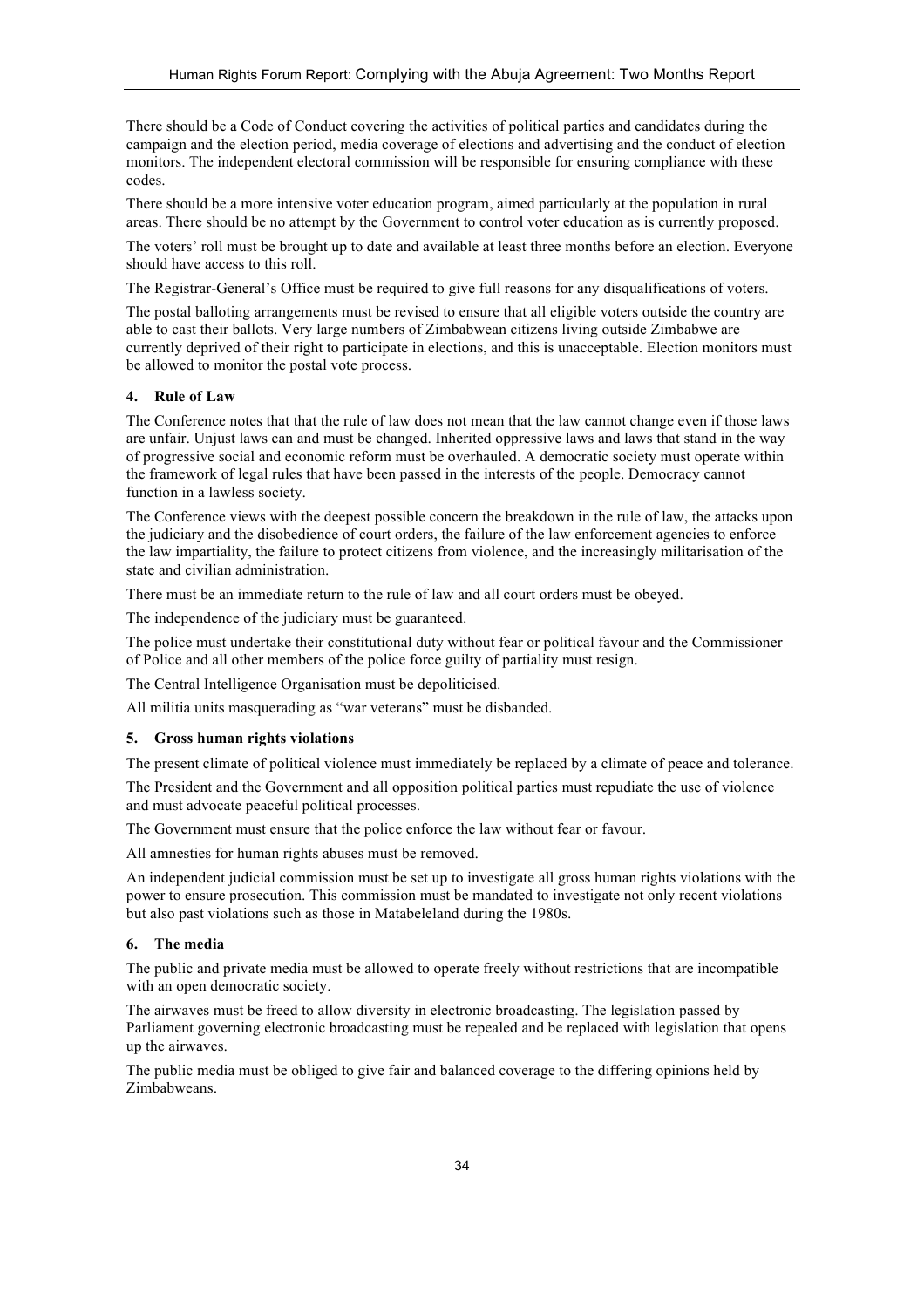There should be a Code of Conduct covering the activities of political parties and candidates during the campaign and the election period, media coverage of elections and advertising and the conduct of election monitors. The independent electoral commission will be responsible for ensuring compliance with these codes.

There should be a more intensive voter education program, aimed particularly at the population in rural areas. There should be no attempt by the Government to control voter education as is currently proposed.

The voters' roll must be brought up to date and available at least three months before an election. Everyone should have access to this roll.

The Registrar-General's Office must be required to give full reasons for any disqualifications of voters.

The postal balloting arrangements must be revised to ensure that all eligible voters outside the country are able to cast their ballots. Very large numbers of Zimbabwean citizens living outside Zimbabwe are currently deprived of their right to participate in elections, and this is unacceptable. Election monitors must be allowed to monitor the postal vote process.

#### 4. Rule of Law

The Conference notes that that the rule of law does not mean that the law cannot change even if those laws are unfair. Unjust laws can and must be changed. Inherited oppressive laws and laws that stand in the way of progressive social and economic reform must be overhauled. A democratic society must operate within the framework of legal rules that have been passed in the interests of the people. Democracy cannot function in a lawless society.

The Conference views with the deepest possible concern the breakdown in the rule of law, the attacks upon the judiciary and the disobedience of court orders, the failure of the law enforcement agencies to enforce the law impartiality, the failure to protect citizens from violence, and the increasingly militarisation of the state and civilian administration.

There must be an immediate return to the rule of law and all court orders must be obeyed.

The independence of the judiciary must be guaranteed.

The police must undertake their constitutional duty without fear or political favour and the Commissioner of Police and all other members of the police force guilty of partiality must resign.

The Central Intelligence Organisation must be depoliticised.

All militia units masquerading as "war veterans" must be disbanded.

#### 5. Gross human rights violations

The present climate of political violence must immediately be replaced by a climate of peace and tolerance.

The President and the Government and all opposition political parties must repudiate the use of violence and must advocate peaceful political processes.

The Government must ensure that the police enforce the law without fear or favour.

All amnesties for human rights abuses must be removed.

An independent judicial commission must be set up to investigate all gross human rights violations with the power to ensure prosecution. This commission must be mandated to investigate not only recent violations but also past violations such as those in Matabeleland during the 1980s.

#### 6. The media

The public and private media must be allowed to operate freely without restrictions that are incompatible with an open democratic society.

The airwaves must be freed to allow diversity in electronic broadcasting. The legislation passed by Parliament governing electronic broadcasting must be repealed and be replaced with legislation that opens up the airwaves.

The public media must be obliged to give fair and balanced coverage to the differing opinions held by Zimbabweans.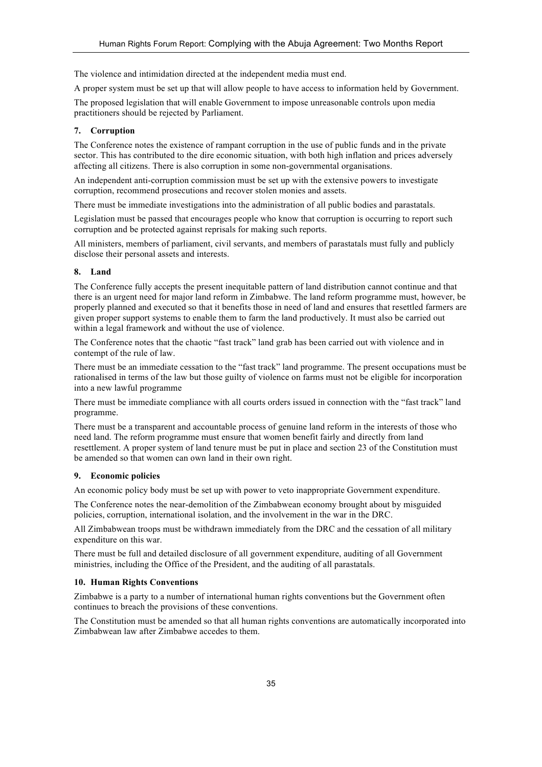The violence and intimidation directed at the independent media must end.

A proper system must be set up that will allow people to have access to information held by Government.

The proposed legislation that will enable Government to impose unreasonable controls upon media practitioners should be rejected by Parliament.

### 7. Corruption

The Conference notes the existence of rampant corruption in the use of public funds and in the private sector. This has contributed to the dire economic situation, with both high inflation and prices adversely affecting all citizens. There is also corruption in some non-governmental organisations.

An independent anti-corruption commission must be set up with the extensive powers to investigate corruption, recommend prosecutions and recover stolen monies and assets.

There must be immediate investigations into the administration of all public bodies and parastatals.

Legislation must be passed that encourages people who know that corruption is occurring to report such corruption and be protected against reprisals for making such reports.

All ministers, members of parliament, civil servants, and members of parastatals must fully and publicly disclose their personal assets and interests.

### 8. Land

The Conference fully accepts the present inequitable pattern of land distribution cannot continue and that there is an urgent need for major land reform in Zimbabwe. The land reform programme must, however, be properly planned and executed so that it benefits those in need of land and ensures that resettled farmers are given proper support systems to enable them to farm the land productively. It must also be carried out within a legal framework and without the use of violence.

The Conference notes that the chaotic "fast track" land grab has been carried out with violence and in contempt of the rule of law.

There must be an immediate cessation to the "fast track" land programme. The present occupations must be rationalised in terms of the law but those guilty of violence on farms must not be eligible for incorporation into a new lawful programme

There must be immediate compliance with all courts orders issued in connection with the "fast track" land programme.

There must be a transparent and accountable process of genuine land reform in the interests of those who need land. The reform programme must ensure that women benefit fairly and directly from land resettlement. A proper system of land tenure must be put in place and section 23 of the Constitution must be amended so that women can own land in their own right.

### 9. Economic policies

An economic policy body must be set up with power to veto inappropriate Government expenditure.

The Conference notes the near-demolition of the Zimbabwean economy brought about by misguided policies, corruption, international isolation, and the involvement in the war in the DRC.

All Zimbabwean troops must be withdrawn immediately from the DRC and the cessation of all military expenditure on this war.

There must be full and detailed disclosure of all government expenditure, auditing of all Government ministries, including the Office of the President, and the auditing of all parastatals.

### 10. Human Rights Conventions

Zimbabwe is a party to a number of international human rights conventions but the Government often continues to breach the provisions of these conventions.

The Constitution must be amended so that all human rights conventions are automatically incorporated into Zimbabwean law after Zimbabwe accedes to them.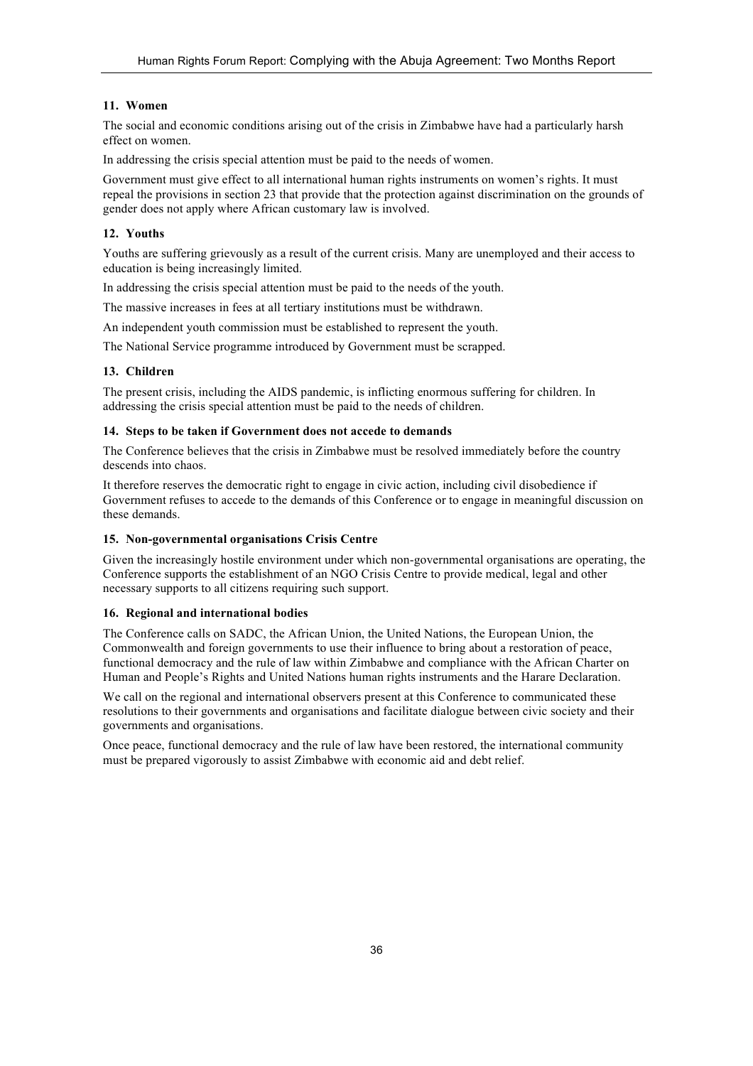### 11. Women

The social and economic conditions arising out of the crisis in Zimbabwe have had a particularly harsh effect on women.

In addressing the crisis special attention must be paid to the needs of women.

Government must give effect to all international human rights instruments on women's rights. It must repeal the provisions in section 23 that provide that the protection against discrimination on the grounds of gender does not apply where African customary law is involved.

### 12. Youths

Youths are suffering grievously as a result of the current crisis. Many are unemployed and their access to education is being increasingly limited.

In addressing the crisis special attention must be paid to the needs of the youth.

The massive increases in fees at all tertiary institutions must be withdrawn.

An independent youth commission must be established to represent the youth.

The National Service programme introduced by Government must be scrapped.

### 13. Children

The present crisis, including the AIDS pandemic, is inflicting enormous suffering for children. In addressing the crisis special attention must be paid to the needs of children.

### 14. Steps to be taken if Government does not accede to demands

The Conference believes that the crisis in Zimbabwe must be resolved immediately before the country descends into chaos.

It therefore reserves the democratic right to engage in civic action, including civil disobedience if Government refuses to accede to the demands of this Conference or to engage in meaningful discussion on these demands.

### 15. Non-governmental organisations Crisis Centre

Given the increasingly hostile environment under which non-governmental organisations are operating, the Conference supports the establishment of an NGO Crisis Centre to provide medical, legal and other necessary supports to all citizens requiring such support.

### 16. Regional and international bodies

The Conference calls on SADC, the African Union, the United Nations, the European Union, the Commonwealth and foreign governments to use their influence to bring about a restoration of peace, functional democracy and the rule of law within Zimbabwe and compliance with the African Charter on Human and People's Rights and United Nations human rights instruments and the Harare Declaration.

We call on the regional and international observers present at this Conference to communicated these resolutions to their governments and organisations and facilitate dialogue between civic society and their governments and organisations.

Once peace, functional democracy and the rule of law have been restored, the international community must be prepared vigorously to assist Zimbabwe with economic aid and debt relief.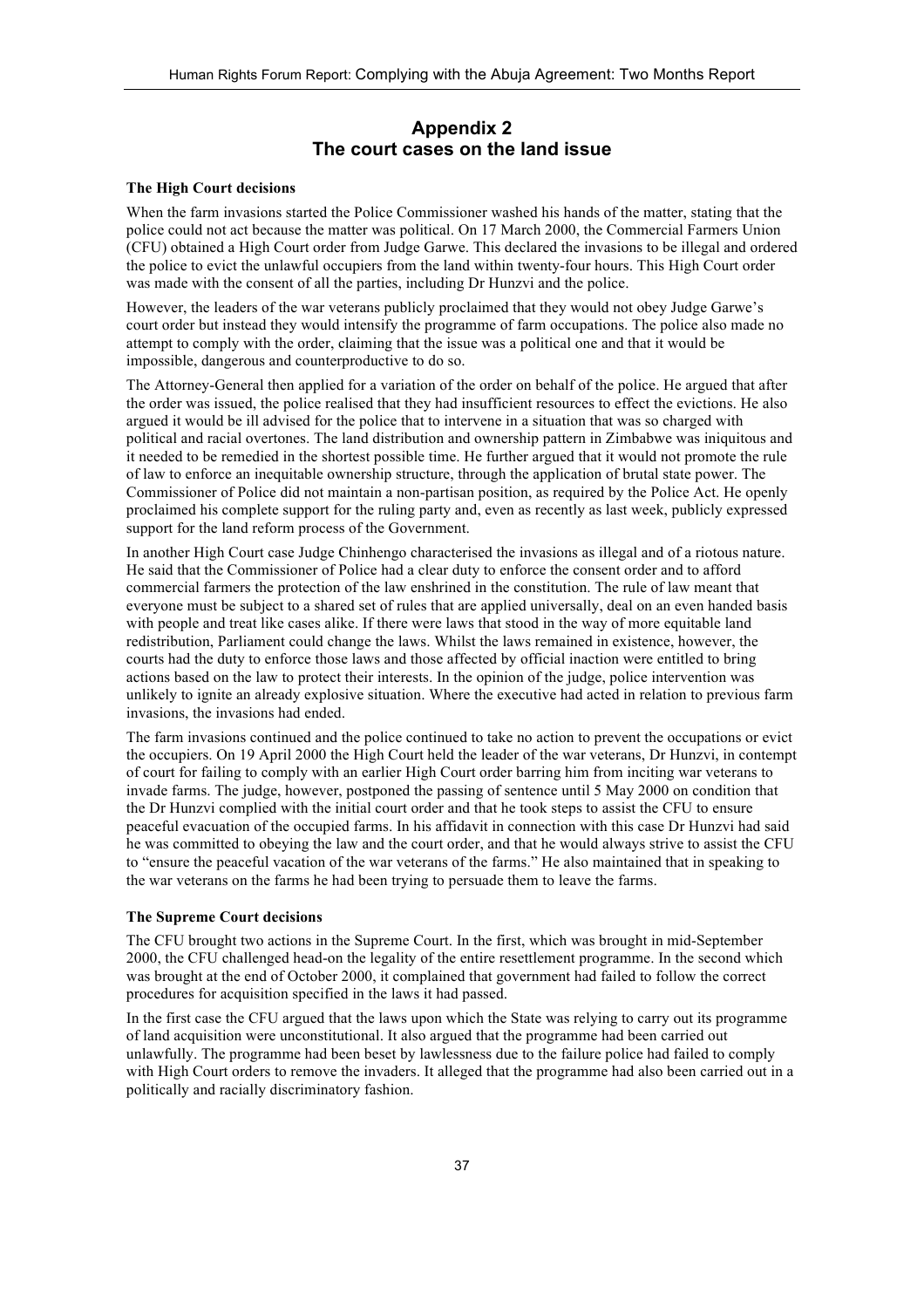## Appendix 2
## The court cases on the land issue

### The High Court decisions

When the farm invasions started the Police Commissioner washed his hands of the matter, stating that the police could not act because the matter was political. On 17 March 2000, the Commercial Farmers Union (CFU) obtained a High Court order from Judge Garwe. This declared the invasions to be illegal and ordered the police to evict the unlawful occupiers from the land within twenty-four hours. This High Court order was made with the consent of all the parties, including Dr Hunzvi and the police.

However, the leaders of the war veterans publicly proclaimed that they would not obey Judge Garwe's court order but instead they would intensify the programme of farm occupations. The police also made no attempt to comply with the order, claiming that the issue was a political one and that it would be impossible, dangerous and counterproductive to do so.

The Attorney-General then applied for a variation of the order on behalf of the police. He argued that after the order was issued, the police realised that they had insufficient resources to effect the evictions. He also argued it would be ill advised for the police that to intervene in a situation that was so charged with political and racial overtones. The land distribution and ownership pattern in Zimbabwe was iniquitous and it needed to be remedied in the shortest possible time. He further argued that it would not promote the rule of law to enforce an inequitable ownership structure, through the application of brutal state power. The Commissioner of Police did not maintain a non-partisan position, as required by the Police Act. He openly proclaimed his complete support for the ruling party and, even as recently as last week, publicly expressed support for the land reform process of the Government.

In another High Court case Judge Chinhengo characterised the invasions as illegal and of a riotous nature. He said that the Commissioner of Police had a clear duty to enforce the consent order and to afford commercial farmers the protection of the law enshrined in the constitution. The rule of law meant that everyone must be subject to a shared set of rules that are applied universally, deal on an even handed basis with people and treat like cases alike. If there were laws that stood in the way of more equitable land redistribution, Parliament could change the laws. Whilst the laws remained in existence, however, the courts had the duty to enforce those laws and those affected by official inaction were entitled to bring actions based on the law to protect their interests. In the opinion of the judge, police intervention was unlikely to ignite an already explosive situation. Where the executive had acted in relation to previous farm invasions, the invasions had ended.

The farm invasions continued and the police continued to take no action to prevent the occupations or evict the occupiers. On 19 April 2000 the High Court held the leader of the war veterans, Dr Hunzvi, in contempt of court for failing to comply with an earlier High Court order barring him from inciting war veterans to invade farms. The judge, however, postponed the passing of sentence until 5 May 2000 on condition that the Dr Hunzvi complied with the initial court order and that he took steps to assist the CFU to ensure peaceful evacuation of the occupied farms. In his affidavit in connection with this case Dr Hunzvi had said he was committed to obeying the law and the court order, and that he would always strive to assist the CFU to "ensure the peaceful vacation of the war veterans of the farms." He also maintained that in speaking to the war veterans on the farms he had been trying to persuade them to leave the farms.

### The Supreme Court decisions

The CFU brought two actions in the Supreme Court. In the first, which was brought in mid-September 2000, the CFU challenged head-on the legality of the entire resettlement programme. In the second which was brought at the end of October 2000, it complained that government had failed to follow the correct procedures for acquisition specified in the laws it had passed.

In the first case the CFU argued that the laws upon which the State was relying to carry out its programme of land acquisition were unconstitutional. It also argued that the programme had been carried out unlawfully. The programme had been beset by lawlessness due to the failure police had failed to comply with High Court orders to remove the invaders. It alleged that the programme had also been carried out in a politically and racially discriminatory fashion.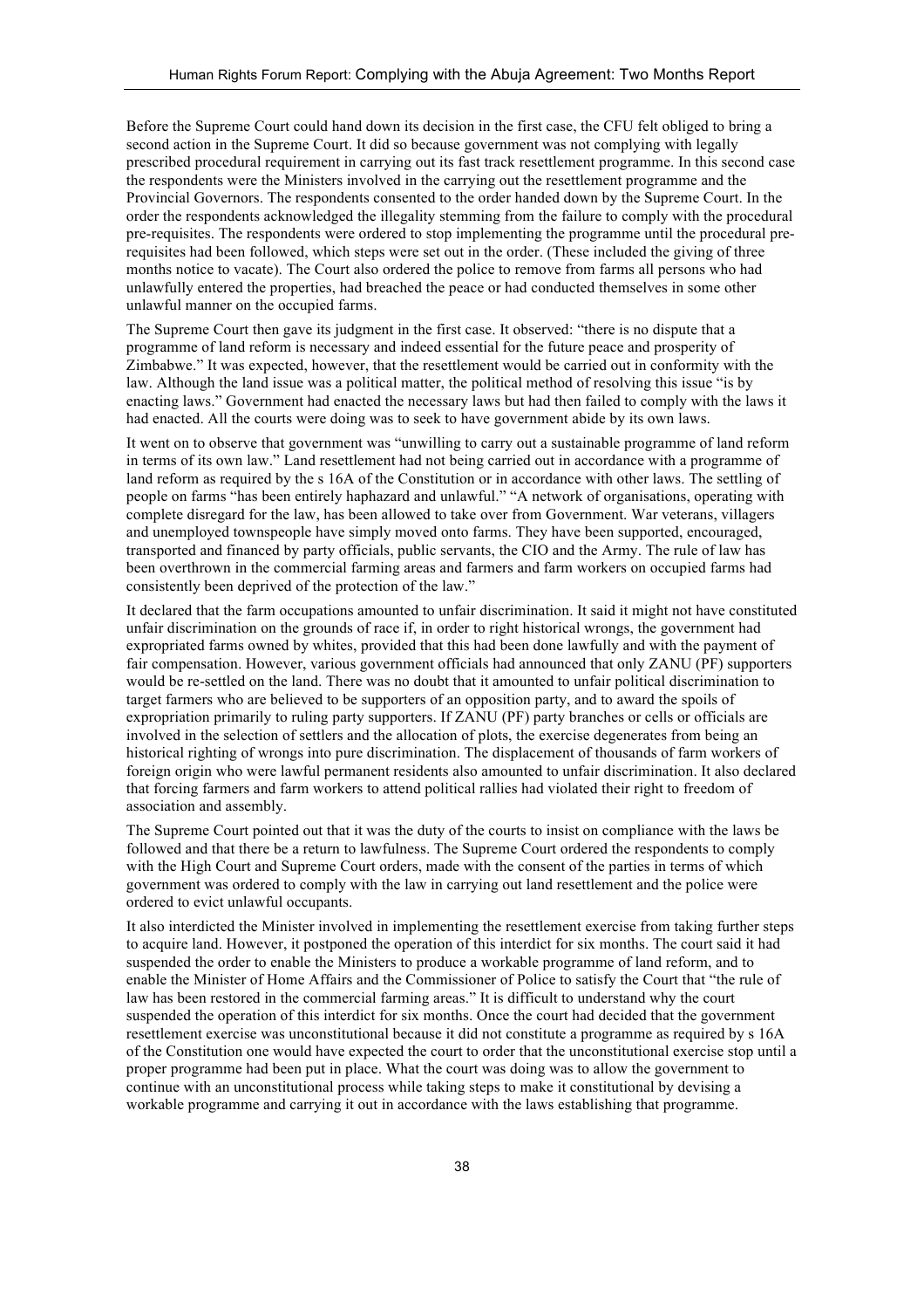Before the Supreme Court could hand down its decision in the first case, the CFU felt obliged to bring a second action in the Supreme Court. It did so because government was not complying with legally prescribed procedural requirement in carrying out its fast track resettlement programme. In this second case the respondents were the Ministers involved in the carrying out the resettlement programme and the Provincial Governors. The respondents consented to the order handed down by the Supreme Court. In the order the respondents acknowledged the illegality stemming from the failure to comply with the procedural pre-requisites. The respondents were ordered to stop implementing the programme until the procedural pre-requisites had been followed, which steps were set out in the order. (These included the giving of three months notice to vacate). The Court also ordered the police to remove from farms all persons who had unlawfully entered the properties, had breached the peace or had conducted themselves in some other unlawful manner on the occupied farms.

The Supreme Court then gave its judgment in the first case. It observed: "there is no dispute that a programme of land reform is necessary and indeed essential for the future peace and prosperity of Zimbabwe." It was expected, however, that the resettlement would be carried out in conformity with the law. Although the land issue was a political matter, the political method of resolving this issue "is by enacting laws." Government had enacted the necessary laws but had then failed to comply with the laws it had enacted. All the courts were doing was to seek to have government abide by its own laws.

It went on to observe that government was "unwilling to carry out a sustainable programme of land reform in terms of its own law." Land resettlement had not being carried out in accordance with a programme of land reform as required by the s 16A of the Constitution or in accordance with other laws. The settling of people on farms "has been entirely haphazard and unlawful." "A network of organisations, operating with complete disregard for the law, has been allowed to take over from Government. War veterans, villagers and unemployed townspeople have simply moved onto farms. They have been supported, encouraged, transported and financed by party officials, public servants, the CIO and the Army. The rule of law has been overthrown in the commercial farming areas and farmers and farm workers on occupied farms had consistently been deprived of the protection of the law."

It declared that the farm occupations amounted to unfair discrimination. It said it might not have constituted unfair discrimination on the grounds of race if, in order to right historical wrongs, the government had expropriated farms owned by whites, provided that this had been done lawfully and with the payment of fair compensation. However, various government officials had announced that only ZANU (PF) supporters would be re-settled on the land. There was no doubt that it amounted to unfair political discrimination to target farmers who are believed to be supporters of an opposition party, and to award the spoils of expropriation primarily to ruling party supporters. If ZANU (PF) party branches or cells or officials are involved in the selection of settlers and the allocation of plots, the exercise degenerates from being an historical righting of wrongs into pure discrimination. The displacement of thousands of farm workers of foreign origin who were lawful permanent residents also amounted to unfair discrimination. It also declared that forcing farmers and farm workers to attend political rallies had violated their right to freedom of association and assembly.

The Supreme Court pointed out that it was the duty of the courts to insist on compliance with the laws be followed and that there be a return to lawfulness. The Supreme Court ordered the respondents to comply with the High Court and Supreme Court orders, made with the consent of the parties in terms of which government was ordered to comply with the law in carrying out land resettlement and the police were ordered to evict unlawful occupants.

It also interdicted the Minister involved in implementing the resettlement exercise from taking further steps to acquire land. However, it postponed the operation of this interdict for six months. The court said it had suspended the order to enable the Ministers to produce a workable programme of land reform, and to enable the Minister of Home Affairs and the Commissioner of Police to satisfy the Court that "the rule of law has been restored in the commercial farming areas." It is difficult to understand why the court suspended the operation of this interdict for six months. Once the court had decided that the government resettlement exercise was unconstitutional because it did not constitute a programme as required by s 16A of the Constitution one would have expected the court to order that the unconstitutional exercise stop until a proper programme had been put in place. What the court was doing was to allow the government to continue with an unconstitutional process while taking steps to make it constitutional by devising a workable programme and carrying it out in accordance with the laws establishing that programme.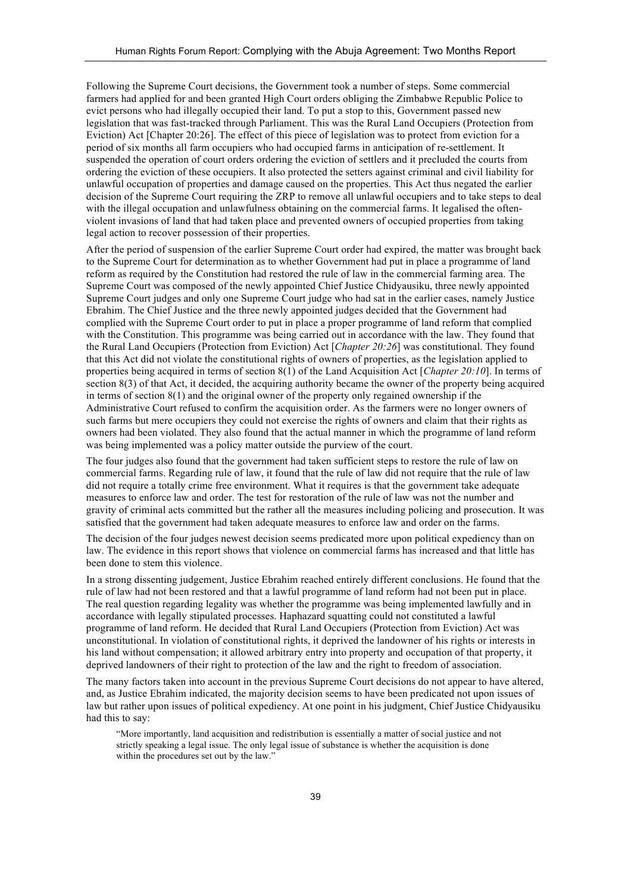Following the Supreme Court decisions, the Government took a number of steps. Some commercial farmers had applied for and been granted High Court orders obliging the Zimbabwe Republic Police to evict persons who had illegally occupied their land. To put a stop to this, Government passed new legislation that was fast-tracked through Parliament. This was the Rural Land Occupiers (Protection from Eviction) Act [Chapter 20:26]. The effect of this piece of legislation was to protect from eviction for a period of six months all farm occupiers who had occupied farms in anticipation of re-settlement. It suspended the operation of court orders ordering the eviction of settlers and it precluded the courts from ordering the eviction of these occupiers. It also protected the setters against criminal and civil liability for unlawful occupation of properties and damage caused on the properties. This Act thus negated the earlier decision of the Supreme Court requiring the ZRP to remove all unlawful occupiers and to take steps to deal with the illegal occupation and unlawfulness obtaining on the commercial farms. It legalised the often-violent invasions of land that had taken place and prevented owners of occupied properties from taking legal action to recover possession of their properties.

After the period of suspension of the earlier Supreme Court order had expired, the matter was brought back to the Supreme Court for determination as to whether Government had put in place a programme of land reform as required by the Constitution had restored the rule of law in the commercial farming area. The Supreme Court was composed of the newly appointed Chief Justice Chidyausiku, three newly appointed Supreme Court judges and only one Supreme Court judge who had sat in the earlier cases, namely Justice Ebrahim. The Chief Justice and the three newly appointed judges decided that the Government had complied with the Supreme Court order to put in place a proper programme of land reform that complied with the Constitution. This programme was being carried out in accordance with the law. They found that the Rural Land Occupiers (Protection from Eviction) Act [*Chapter 20:26*] was constitutional. They found that this Act did not violate the constitutional rights of owners of properties, as the legislation applied to properties being acquired in terms of section 8(1) of the Land Acquisition Act [*Chapter 20:10*]. In terms of section 8(3) of that Act, it decided, the acquiring authority became the owner of the property being acquired in terms of section 8(1) and the original owner of the property only regained ownership if the Administrative Court refused to confirm the acquisition order. As the farmers were no longer owners of such farms but mere occupiers they could not exercise the rights of owners and claim that their rights as owners had been violated. They also found that the actual manner in which the programme of land reform was being implemented was a policy matter outside the purview of the court.

The four judges also found that the government had taken sufficient steps to restore the rule of law on commercial farms. Regarding rule of law, it found that the rule of law did not require that the rule of law did not require a totally crime free environment. What it requires is that the government take adequate measures to enforce law and order. The test for restoration of the rule of law was not the number and gravity of criminal acts committed but the rather all the measures including policing and prosecution. It was satisfied that the government had taken adequate measures to enforce law and order on the farms.

The decision of the four judges newest decision seems predicated more upon political expediency than on law. The evidence in this report shows that violence on commercial farms has increased and that little has been done to stem this violence.

In a strong dissenting judgement, Justice Ebrahim reached entirely different conclusions. He found that the rule of law had not been restored and that a lawful programme of land reform had not been put in place. The real question regarding legality was whether the programme was being implemented lawfully and in accordance with legally stipulated processes. Haphazard squatting could not constituted a lawful programme of land reform. He decided that Rural Land Occupiers (Protection from Eviction) Act was unconstitutional. In violation of constitutional rights, it deprived the landowner of his rights or interests in his land without compensation; it allowed arbitrary entry into property and occupation of that property, it deprived landowners of their right to protection of the law and the right to freedom of association.

The many factors taken into account in the previous Supreme Court decisions do not appear to have altered, and, as Justice Ebrahim indicated, the majority decision seems to have been predicated not upon issues of law but rather upon issues of political expediency. At one point in his judgment, Chief Justice Chidyausiku had this to say:

> "More importantly, land acquisition and redistribution is essentially a matter of social justice and not strictly speaking a legal issue. The only legal issue of substance is whether the acquisition is done within the procedures set out by the law."